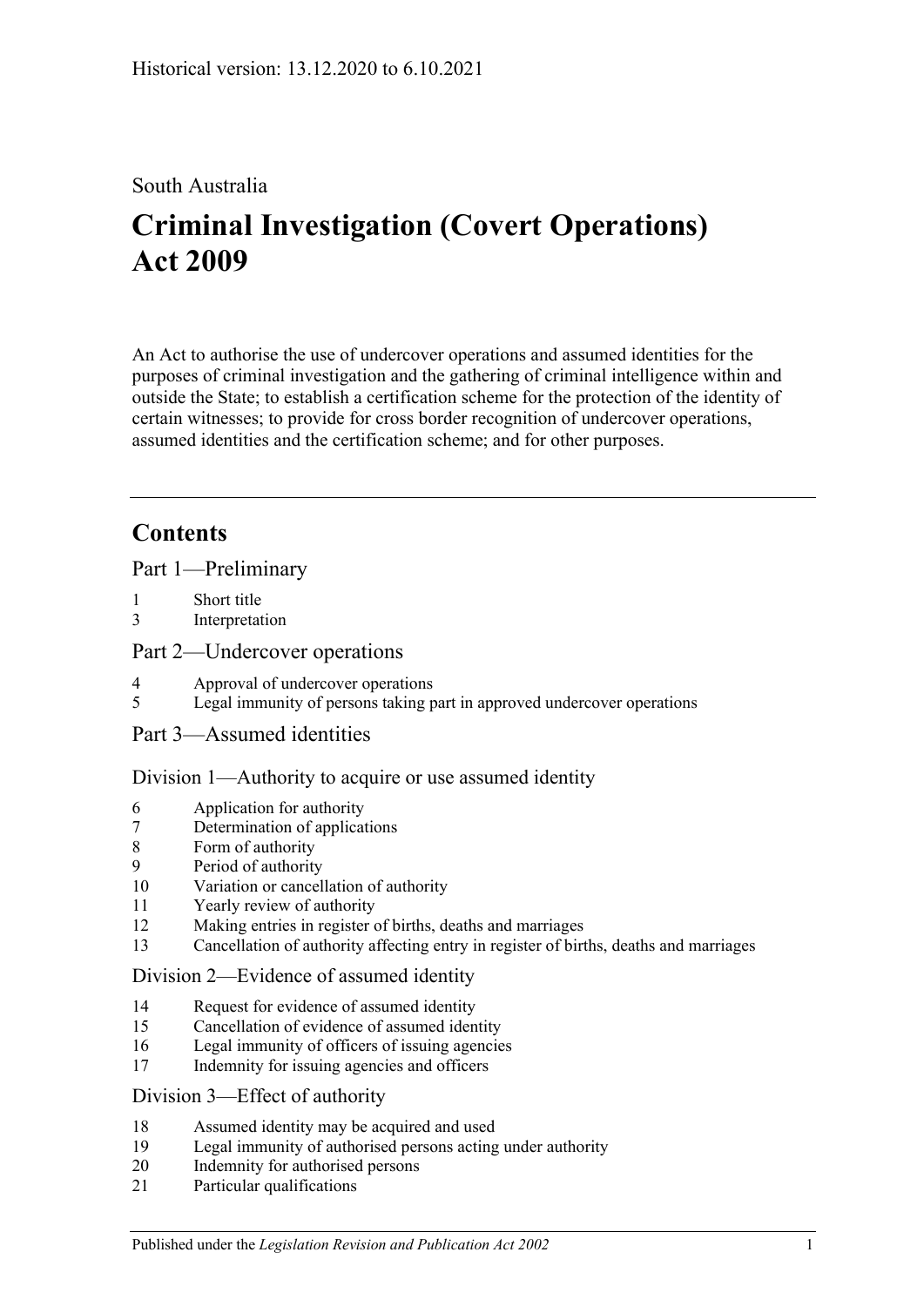Historical version: 13.12.2020 to 6.10.2021

South Australia

# Criminal Investigation (Covert Operations) Act 2009

An Act to authorise the use of undercover operations and assumed identities for the purposes of criminal investigation and the gathering of criminal intelligence within and outside the State; to establish a certification scheme for the protection of the identity of certain witnesses; to provide for cross border recognition of undercover operations, assumed identities and the certification scheme; and for other purposes.

## Contents

Part 1—Preliminary

1 Short title
3 Interpretation

Part 2—Undercover operations

4 Approval of undercover operations
5 Legal immunity of persons taking part in approved undercover operations

Part 3—Assumed identities

Division 1—Authority to acquire or use assumed identity

6 Application for authority
7 Determination of applications
8 Form of authority
9 Period of authority
10 Variation or cancellation of authority
11 Yearly review of authority
12 Making entries in register of births, deaths and marriages
13 Cancellation of authority affecting entry in register of births, deaths and marriages

Division 2—Evidence of assumed identity

14 Request for evidence of assumed identity
15 Cancellation of evidence of assumed identity
16 Legal immunity of officers of issuing agencies
17 Indemnity for issuing agencies and officers

Division 3—Effect of authority

18 Assumed identity may be acquired and used
19 Legal immunity of authorised persons acting under authority
20 Indemnity for authorised persons
21 Particular qualifications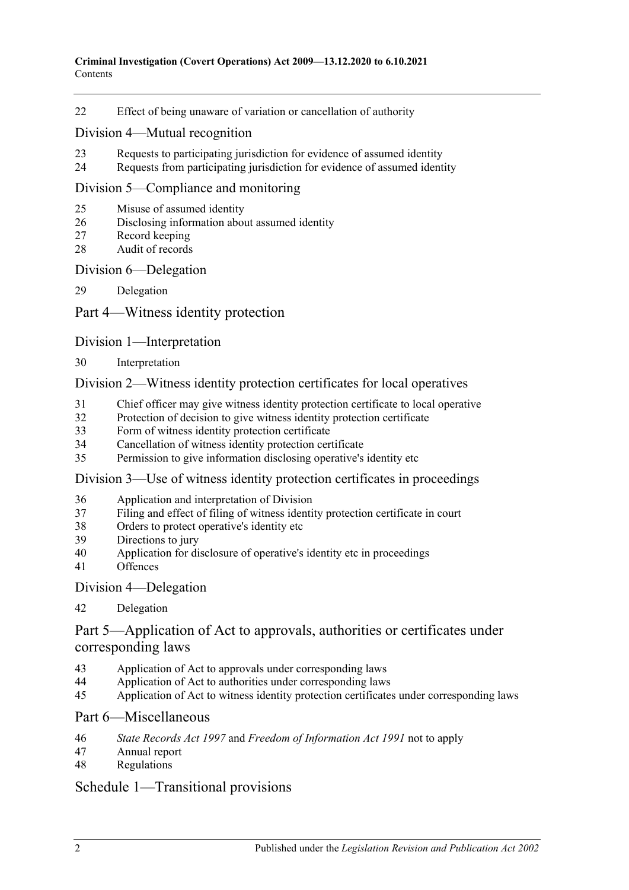22 Effect of being unaware of variation or cancellation of authority

## Division 4—Mutual recognition

23 Requests to participating jurisdiction for evidence of assumed identity
24 Requests from participating jurisdiction for evidence of assumed identity

## Division 5—Compliance and monitoring

25 Misuse of assumed identity
26 Disclosing information about assumed identity
27 Record keeping
28 Audit of records

## Division 6—Delegation

29 Delegation

# Part 4—Witness identity protection

## Division 1—Interpretation

30 Interpretation

## Division 2—Witness identity protection certificates for local operatives

31 Chief officer may give witness identity protection certificate to local operative
32 Protection of decision to give witness identity protection certificate
33 Form of witness identity protection certificate
34 Cancellation of witness identity protection certificate
35 Permission to give information disclosing operative's identity etc

## Division 3—Use of witness identity protection certificates in proceedings

36 Application and interpretation of Division
37 Filing and effect of filing of witness identity protection certificate in court
38 Orders to protect operative's identity etc
39 Directions to jury
40 Application for disclosure of operative's identity etc in proceedings
41 Offences

## Division 4—Delegation

42 Delegation

# Part 5—Application of Act to approvals, authorities or certificates under corresponding laws

43 Application of Act to approvals under corresponding laws
44 Application of Act to authorities under corresponding laws
45 Application of Act to witness identity protection certificates under corresponding laws

# Part 6—Miscellaneous

46 *State Records Act 1997* and *Freedom of Information Act 1991* not to apply
47 Annual report
48 Regulations

# Schedule 1—Transitional provisions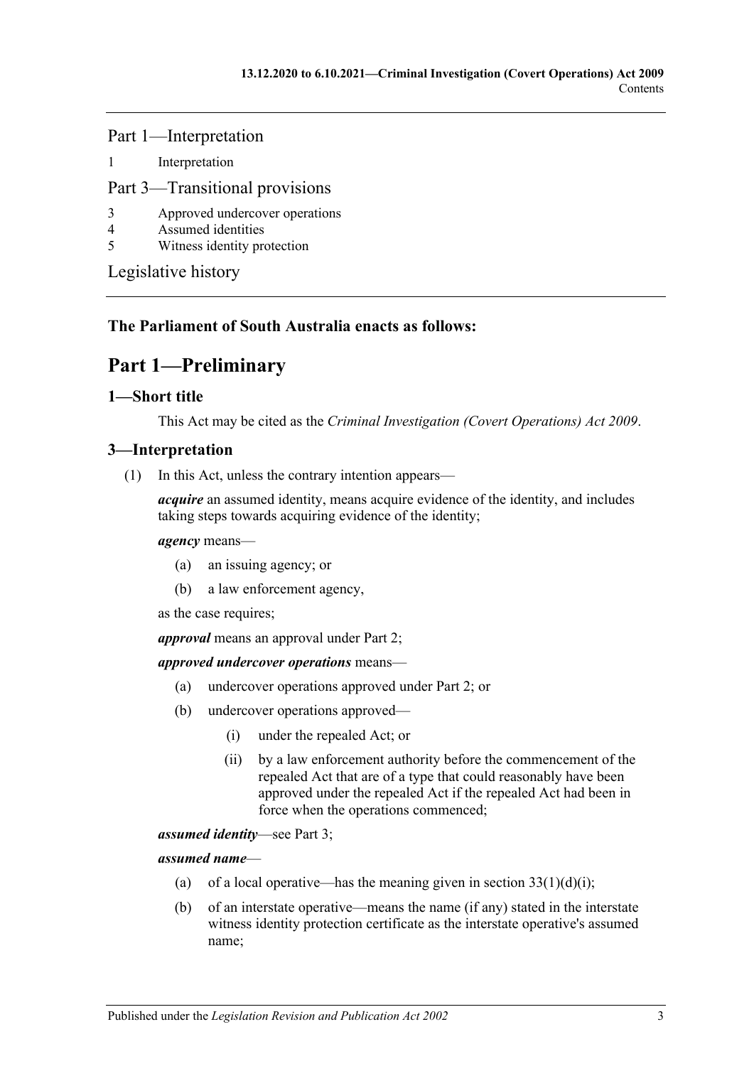Part 1—Interpretation

1 Interpretation

Part 3—Transitional provisions

3 Approved undercover operations
4 Assumed identities
5 Witness identity protection

Legislative history

**The Parliament of South Australia enacts as follows:**

# Part 1—Preliminary

## 1—Short title

This Act may be cited as the *Criminal Investigation (Covert Operations) Act 2009*.

## 3—Interpretation

(1) In this Act, unless the contrary intention appears—

***acquire*** an assumed identity, means acquire evidence of the identity, and includes taking steps towards acquiring evidence of the identity;

***agency*** means—

- (a) an issuing agency; or
- (b) a law enforcement agency,

as the case requires;

***approval*** means an approval under Part 2;

***approved undercover operations*** means—

- (a) undercover operations approved under Part 2; or
- (b) undercover operations approved—
  - (i) under the repealed Act; or
  - (ii) by a law enforcement authority before the commencement of the repealed Act that are of a type that could reasonably have been approved under the repealed Act if the repealed Act had been in force when the operations commenced;

***assumed identity***—see Part 3;

***assumed name***—

- (a) of a local operative—has the meaning given in section 33(1)(d)(i);
- (b) of an interstate operative—means the name (if any) stated in the interstate witness identity protection certificate as the interstate operative's assumed name;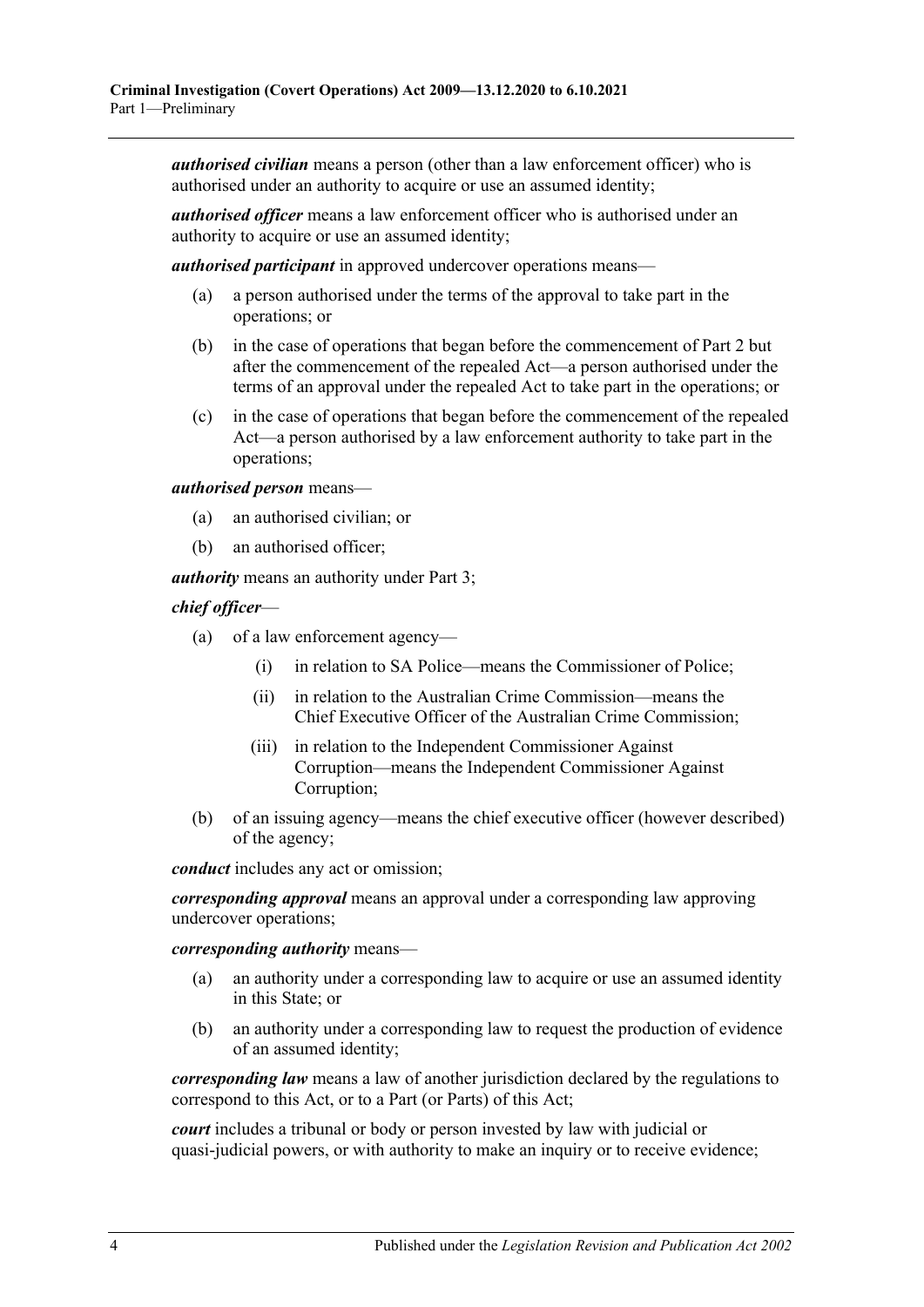***authorised civilian*** means a person (other than a law enforcement officer) who is authorised under an authority to acquire or use an assumed identity;

***authorised officer*** means a law enforcement officer who is authorised under an authority to acquire or use an assumed identity;

***authorised participant*** in approved undercover operations means—

- (a) a person authorised under the terms of the approval to take part in the operations; or
- (b) in the case of operations that began before the commencement of Part 2 but after the commencement of the repealed Act—a person authorised under the terms of an approval under the repealed Act to take part in the operations; or
- (c) in the case of operations that began before the commencement of the repealed Act—a person authorised by a law enforcement authority to take part in the operations;

***authorised person*** means—

- (a) an authorised civilian; or
- (b) an authorised officer;

***authority*** means an authority under Part 3;

***chief officer***—

- (a) of a law enforcement agency—
  - (i) in relation to SA Police—means the Commissioner of Police;
  - (ii) in relation to the Australian Crime Commission—means the Chief Executive Officer of the Australian Crime Commission;
  - (iii) in relation to the Independent Commissioner Against Corruption—means the Independent Commissioner Against Corruption;
- (b) of an issuing agency—means the chief executive officer (however described) of the agency;

***conduct*** includes any act or omission;

***corresponding approval*** means an approval under a corresponding law approving undercover operations;

***corresponding authority*** means—

- (a) an authority under a corresponding law to acquire or use an assumed identity in this State; or
- (b) an authority under a corresponding law to request the production of evidence of an assumed identity;

***corresponding law*** means a law of another jurisdiction declared by the regulations to correspond to this Act, or to a Part (or Parts) of this Act;

***court*** includes a tribunal or body or person invested by law with judicial or quasi-judicial powers, or with authority to make an inquiry or to receive evidence;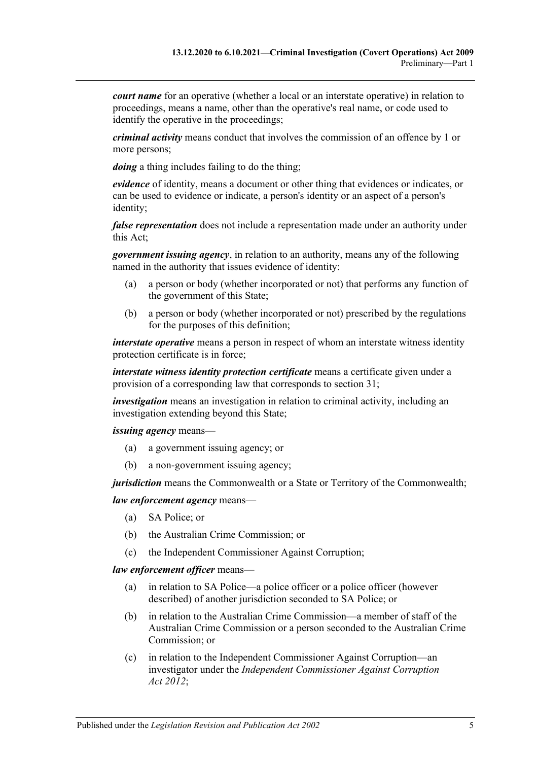***court name*** for an operative (whether a local or an interstate operative) in relation to proceedings, means a name, other than the operative's real name, or code used to identify the operative in the proceedings;

***criminal activity*** means conduct that involves the commission of an offence by 1 or more persons;

***doing*** a thing includes failing to do the thing;

***evidence*** of identity, means a document or other thing that evidences or indicates, or can be used to evidence or indicate, a person's identity or an aspect of a person's identity;

***false representation*** does not include a representation made under an authority under this Act;

***government issuing agency***, in relation to an authority, means any of the following named in the authority that issues evidence of identity:

- (a) a person or body (whether incorporated or not) that performs any function of the government of this State;
- (b) a person or body (whether incorporated or not) prescribed by the regulations for the purposes of this definition;

***interstate operative*** means a person in respect of whom an interstate witness identity protection certificate is in force;

***interstate witness identity protection certificate*** means a certificate given under a provision of a corresponding law that corresponds to section 31;

***investigation*** means an investigation in relation to criminal activity, including an investigation extending beyond this State;

***issuing agency*** means—

- (a) a government issuing agency; or
- (b) a non-government issuing agency;

***jurisdiction*** means the Commonwealth or a State or Territory of the Commonwealth;

***law enforcement agency*** means—

- (a) SA Police; or
- (b) the Australian Crime Commission; or
- (c) the Independent Commissioner Against Corruption;

***law enforcement officer*** means—

- (a) in relation to SA Police—a police officer or a police officer (however described) of another jurisdiction seconded to SA Police; or
- (b) in relation to the Australian Crime Commission—a member of staff of the Australian Crime Commission or a person seconded to the Australian Crime Commission; or
- (c) in relation to the Independent Commissioner Against Corruption—an investigator under the *Independent Commissioner Against Corruption Act 2012*;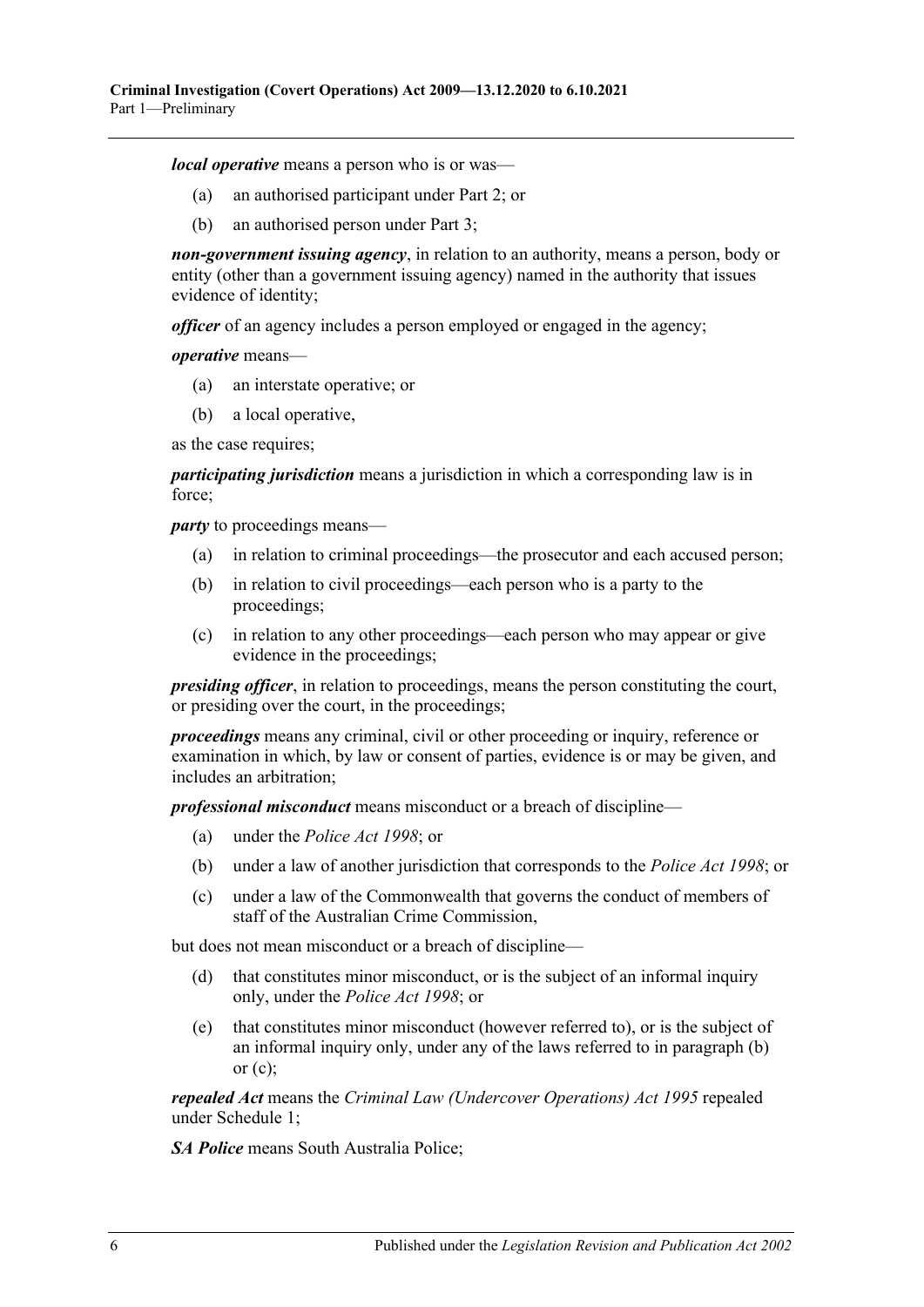***local operative*** means a person who is or was—

(a) an authorised participant under Part 2; or

(b) an authorised person under Part 3;

***non-government issuing agency***, in relation to an authority, means a person, body or entity (other than a government issuing agency) named in the authority that issues evidence of identity;

***officer*** of an agency includes a person employed or engaged in the agency;

***operative*** means—

(a) an interstate operative; or

(b) a local operative,

as the case requires;

***participating jurisdiction*** means a jurisdiction in which a corresponding law is in force;

***party*** to proceedings means—

(a) in relation to criminal proceedings—the prosecutor and each accused person;

(b) in relation to civil proceedings—each person who is a party to the proceedings;

(c) in relation to any other proceedings—each person who may appear or give evidence in the proceedings;

***presiding officer***, in relation to proceedings, means the person constituting the court, or presiding over the court, in the proceedings;

***proceedings*** means any criminal, civil or other proceeding or inquiry, reference or examination in which, by law or consent of parties, evidence is or may be given, and includes an arbitration;

***professional misconduct*** means misconduct or a breach of discipline—

(a) under the *Police Act 1998*; or

(b) under a law of another jurisdiction that corresponds to the *Police Act 1998*; or

(c) under a law of the Commonwealth that governs the conduct of members of staff of the Australian Crime Commission,

but does not mean misconduct or a breach of discipline—

(d) that constitutes minor misconduct, or is the subject of an informal inquiry only, under the *Police Act 1998*; or

(e) that constitutes minor misconduct (however referred to), or is the subject of an informal inquiry only, under any of the laws referred to in paragraph (b) or (c);

***repealed Act*** means the *Criminal Law (Undercover Operations) Act 1995* repealed under Schedule 1;

***SA Police*** means South Australia Police;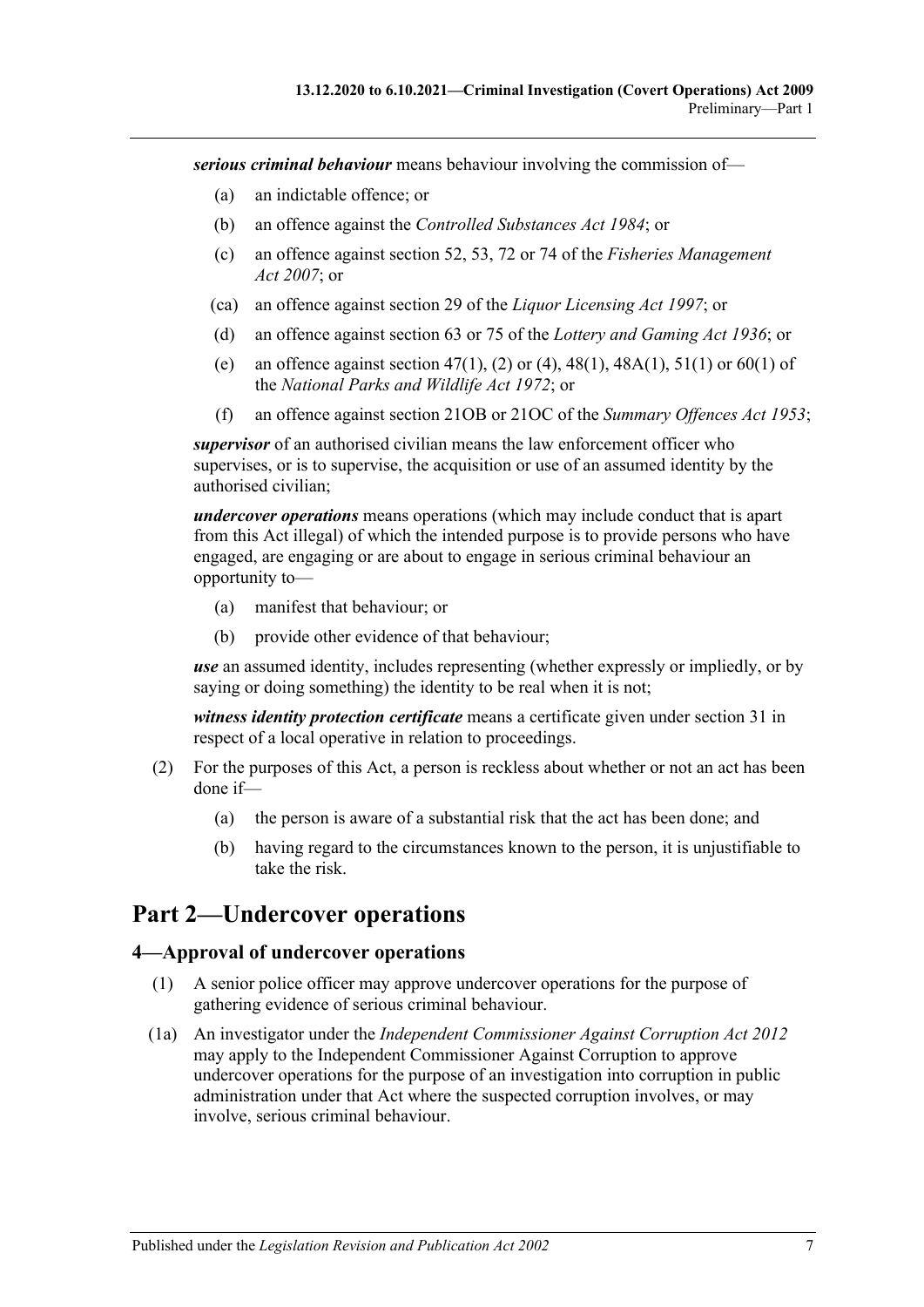***serious criminal behaviour*** means behaviour involving the commission of—

- (a) an indictable offence; or
- (b) an offence against the *Controlled Substances Act 1984*; or
- (c) an offence against section 52, 53, 72 or 74 of the *Fisheries Management Act 2007*; or
- (ca) an offence against section 29 of the *Liquor Licensing Act 1997*; or
- (d) an offence against section 63 or 75 of the *Lottery and Gaming Act 1936*; or
- (e) an offence against section 47(1), (2) or (4), 48(1), 48A(1), 51(1) or 60(1) of the *National Parks and Wildlife Act 1972*; or
- (f) an offence against section 21OB or 21OC of the *Summary Offences Act 1953*;

***supervisor*** of an authorised civilian means the law enforcement officer who supervises, or is to supervise, the acquisition or use of an assumed identity by the authorised civilian;

***undercover operations*** means operations (which may include conduct that is apart from this Act illegal) of which the intended purpose is to provide persons who have engaged, are engaging or are about to engage in serious criminal behaviour an opportunity to—

- (a) manifest that behaviour; or
- (b) provide other evidence of that behaviour;

***use*** an assumed identity, includes representing (whether expressly or impliedly, or by saying or doing something) the identity to be real when it is not;

***witness identity protection certificate*** means a certificate given under section 31 in respect of a local operative in relation to proceedings.

(2) For the purposes of this Act, a person is reckless about whether or not an act has been done if—

- (a) the person is aware of a substantial risk that the act has been done; and
- (b) having regard to the circumstances known to the person, it is unjustifiable to take the risk.

# Part 2—Undercover operations

## 4—Approval of undercover operations

(1) A senior police officer may approve undercover operations for the purpose of gathering evidence of serious criminal behaviour.

(1a) An investigator under the *Independent Commissioner Against Corruption Act 2012* may apply to the Independent Commissioner Against Corruption to approve undercover operations for the purpose of an investigation into corruption in public administration under that Act where the suspected corruption involves, or may involve, serious criminal behaviour.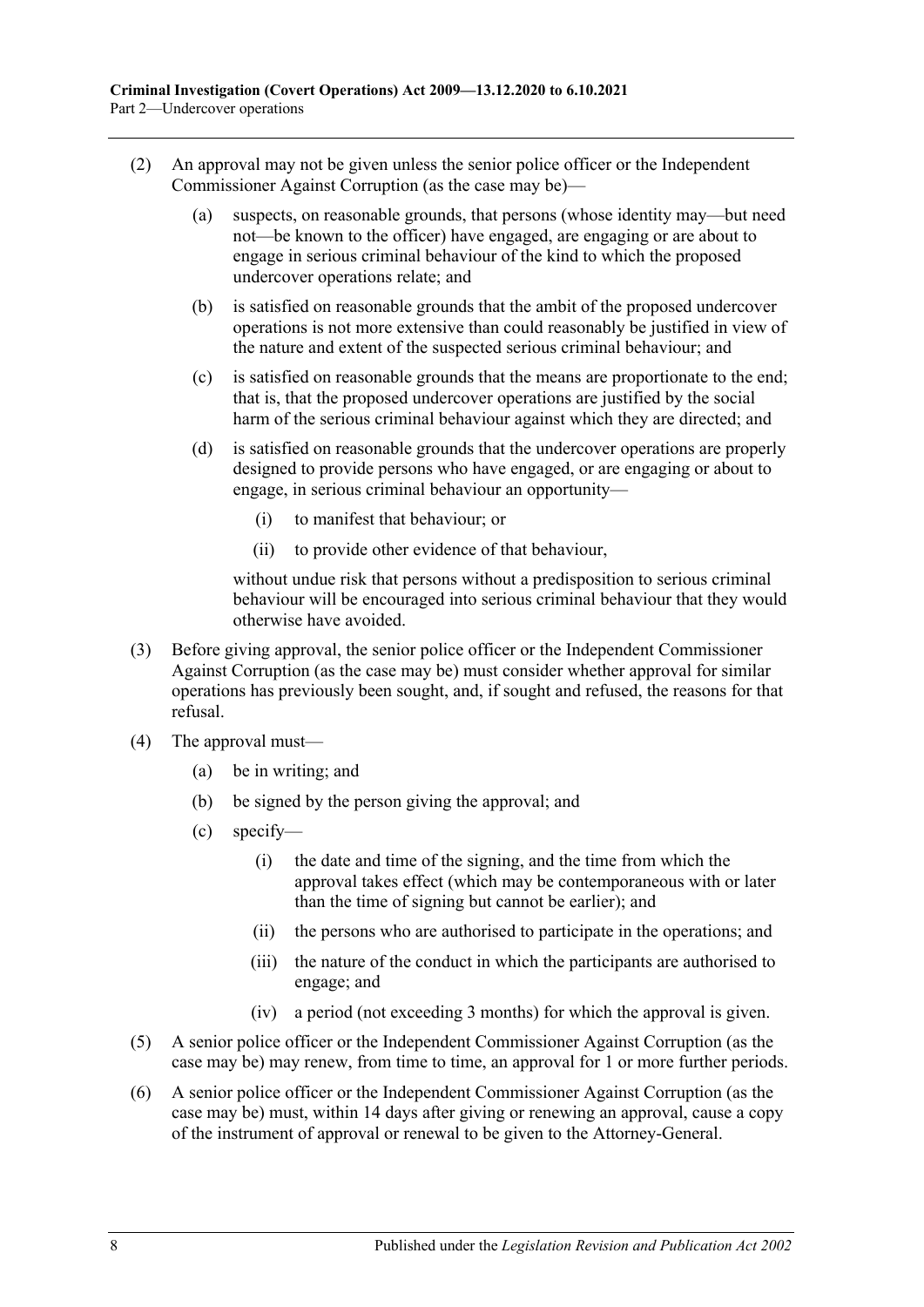(2) An approval may not be given unless the senior police officer or the Independent Commissioner Against Corruption (as the case may be)—

  (a) suspects, on reasonable grounds, that persons (whose identity may—but need not—be known to the officer) have engaged, are engaging or are about to engage in serious criminal behaviour of the kind to which the proposed undercover operations relate; and

  (b) is satisfied on reasonable grounds that the ambit of the proposed undercover operations is not more extensive than could reasonably be justified in view of the nature and extent of the suspected serious criminal behaviour; and

  (c) is satisfied on reasonable grounds that the means are proportionate to the end; that is, that the proposed undercover operations are justified by the social harm of the serious criminal behaviour against which they are directed; and

  (d) is satisfied on reasonable grounds that the undercover operations are properly designed to provide persons who have engaged, or are engaging or about to engage, in serious criminal behaviour an opportunity—

    (i) to manifest that behaviour; or

    (ii) to provide other evidence of that behaviour,

  without undue risk that persons without a predisposition to serious criminal behaviour will be encouraged into serious criminal behaviour that they would otherwise have avoided.

(3) Before giving approval, the senior police officer or the Independent Commissioner Against Corruption (as the case may be) must consider whether approval for similar operations has previously been sought, and, if sought and refused, the reasons for that refusal.

(4) The approval must—

  (a) be in writing; and

  (b) be signed by the person giving the approval; and

  (c) specify—

    (i) the date and time of the signing, and the time from which the approval takes effect (which may be contemporaneous with or later than the time of signing but cannot be earlier); and

    (ii) the persons who are authorised to participate in the operations; and

    (iii) the nature of the conduct in which the participants are authorised to engage; and

    (iv) a period (not exceeding 3 months) for which the approval is given.

(5) A senior police officer or the Independent Commissioner Against Corruption (as the case may be) may renew, from time to time, an approval for 1 or more further periods.

(6) A senior police officer or the Independent Commissioner Against Corruption (as the case may be) must, within 14 days after giving or renewing an approval, cause a copy of the instrument of approval or renewal to be given to the Attorney-General.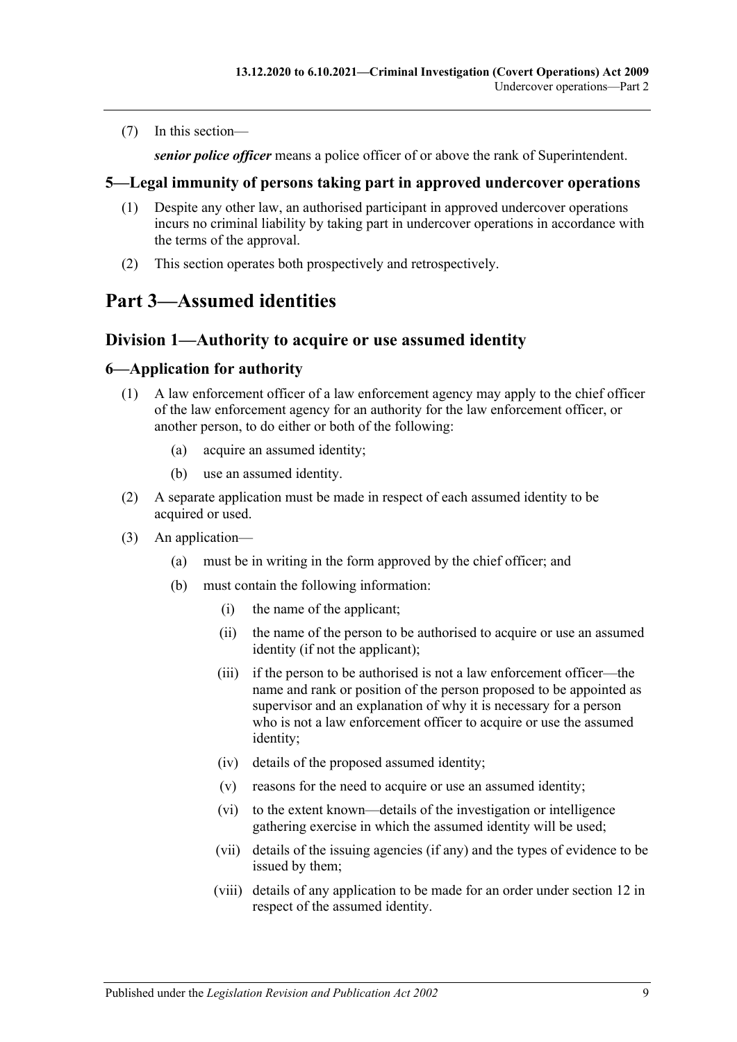(7) In this section—

***senior police officer*** means a police officer of or above the rank of Superintendent.

### 5—Legal immunity of persons taking part in approved undercover operations

(1) Despite any other law, an authorised participant in approved undercover operations incurs no criminal liability by taking part in undercover operations in accordance with the terms of the approval.

(2) This section operates both prospectively and retrospectively.

# Part 3—Assumed identities

## Division 1—Authority to acquire or use assumed identity

### 6—Application for authority

(1) A law enforcement officer of a law enforcement agency may apply to the chief officer of the law enforcement agency for an authority for the law enforcement officer, or another person, to do either or both of the following:

- (a) acquire an assumed identity;
- (b) use an assumed identity.

(2) A separate application must be made in respect of each assumed identity to be acquired or used.

(3) An application—

- (a) must be in writing in the form approved by the chief officer; and
- (b) must contain the following information:
  - (i) the name of the applicant;
  - (ii) the name of the person to be authorised to acquire or use an assumed identity (if not the applicant);
  - (iii) if the person to be authorised is not a law enforcement officer—the name and rank or position of the person proposed to be appointed as supervisor and an explanation of why it is necessary for a person who is not a law enforcement officer to acquire or use the assumed identity;
  - (iv) details of the proposed assumed identity;
  - (v) reasons for the need to acquire or use an assumed identity;
  - (vi) to the extent known—details of the investigation or intelligence gathering exercise in which the assumed identity will be used;
  - (vii) details of the issuing agencies (if any) and the types of evidence to be issued by them;
  - (viii) details of any application to be made for an order under section 12 in respect of the assumed identity.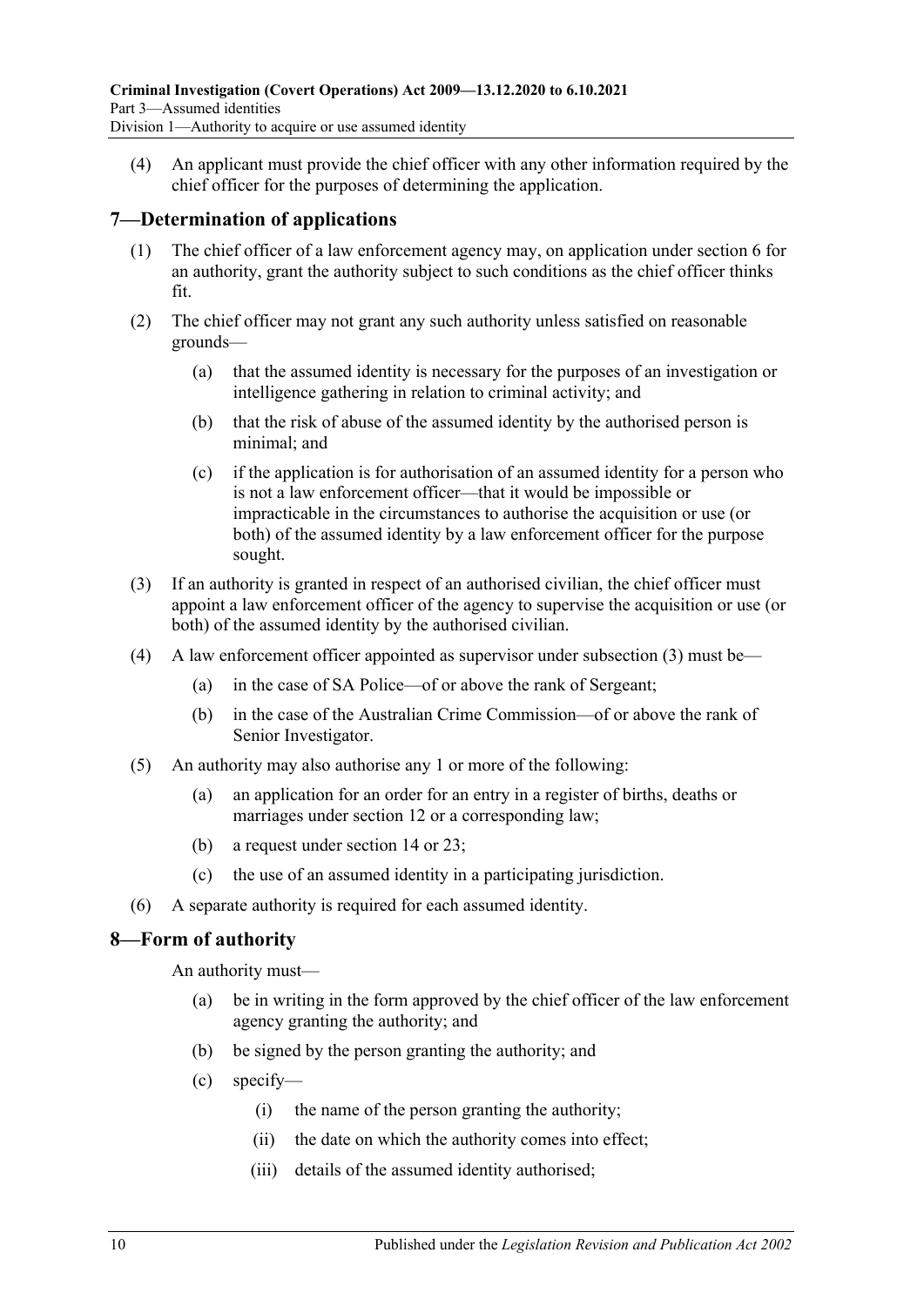(4) An applicant must provide the chief officer with any other information required by the chief officer for the purposes of determining the application.

## 7—Determination of applications

(1) The chief officer of a law enforcement agency may, on application under section 6 for an authority, grant the authority subject to such conditions as the chief officer thinks fit.

(2) The chief officer may not grant any such authority unless satisfied on reasonable grounds—

(a) that the assumed identity is necessary for the purposes of an investigation or intelligence gathering in relation to criminal activity; and

(b) that the risk of abuse of the assumed identity by the authorised person is minimal; and

(c) if the application is for authorisation of an assumed identity for a person who is not a law enforcement officer—that it would be impossible or impracticable in the circumstances to authorise the acquisition or use (or both) of the assumed identity by a law enforcement officer for the purpose sought.

(3) If an authority is granted in respect of an authorised civilian, the chief officer must appoint a law enforcement officer of the agency to supervise the acquisition or use (or both) of the assumed identity by the authorised civilian.

(4) A law enforcement officer appointed as supervisor under subsection (3) must be—

(a) in the case of SA Police—of or above the rank of Sergeant;

(b) in the case of the Australian Crime Commission—of or above the rank of Senior Investigator.

(5) An authority may also authorise any 1 or more of the following:

(a) an application for an order for an entry in a register of births, deaths or marriages under section 12 or a corresponding law;

(b) a request under section 14 or 23;

(c) the use of an assumed identity in a participating jurisdiction.

(6) A separate authority is required for each assumed identity.

## 8—Form of authority

An authority must—

(a) be in writing in the form approved by the chief officer of the law enforcement agency granting the authority; and

(b) be signed by the person granting the authority; and

(c) specify—

(i) the name of the person granting the authority;

(ii) the date on which the authority comes into effect;

(iii) details of the assumed identity authorised;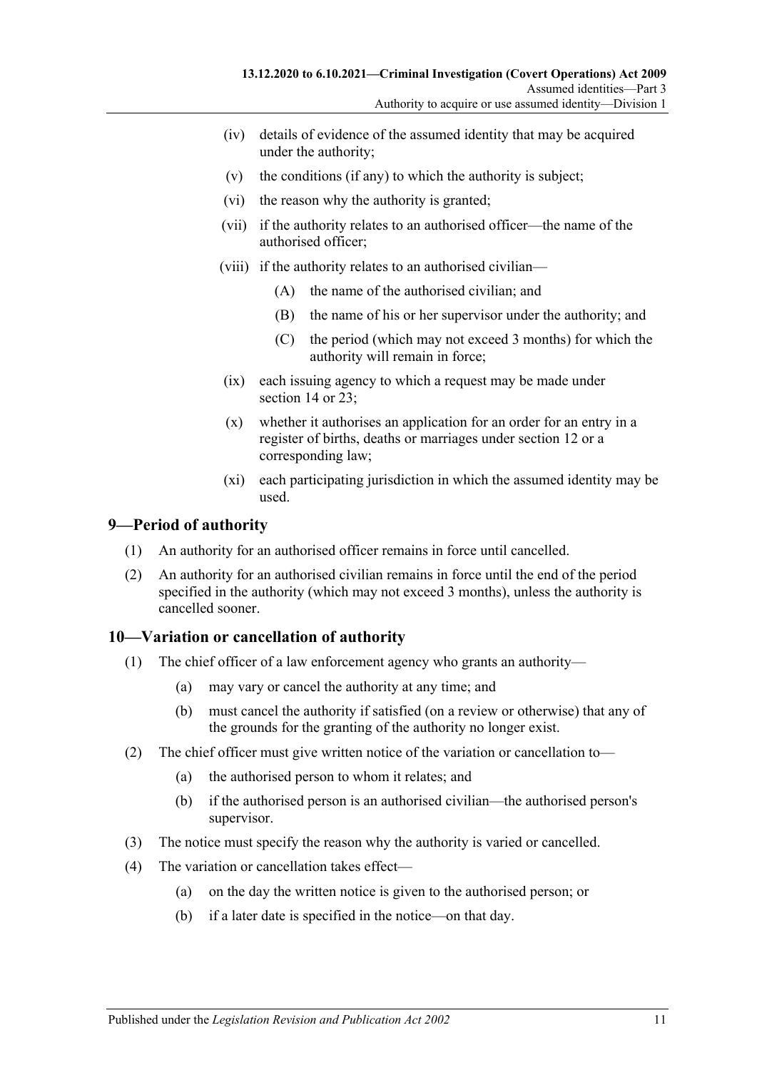- (iv) details of evidence of the assumed identity that may be acquired under the authority;
- (v) the conditions (if any) to which the authority is subject;
- (vi) the reason why the authority is granted;
- (vii) if the authority relates to an authorised officer—the name of the authorised officer;
- (viii) if the authority relates to an authorised civilian—
  - (A) the name of the authorised civilian; and
  - (B) the name of his or her supervisor under the authority; and
  - (C) the period (which may not exceed 3 months) for which the authority will remain in force;
- (ix) each issuing agency to which a request may be made under section 14 or 23;
- (x) whether it authorises an application for an order for an entry in a register of births, deaths or marriages under section 12 or a corresponding law;
- (xi) each participating jurisdiction in which the assumed identity may be used.

## 9—Period of authority

(1) An authority for an authorised officer remains in force until cancelled.

(2) An authority for an authorised civilian remains in force until the end of the period specified in the authority (which may not exceed 3 months), unless the authority is cancelled sooner.

## 10—Variation or cancellation of authority

(1) The chief officer of a law enforcement agency who grants an authority—

- (a) may vary or cancel the authority at any time; and
- (b) must cancel the authority if satisfied (on a review or otherwise) that any of the grounds for the granting of the authority no longer exist.

(2) The chief officer must give written notice of the variation or cancellation to—

- (a) the authorised person to whom it relates; and
- (b) if the authorised person is an authorised civilian—the authorised person's supervisor.

(3) The notice must specify the reason why the authority is varied or cancelled.

(4) The variation or cancellation takes effect—

- (a) on the day the written notice is given to the authorised person; or
- (b) if a later date is specified in the notice—on that day.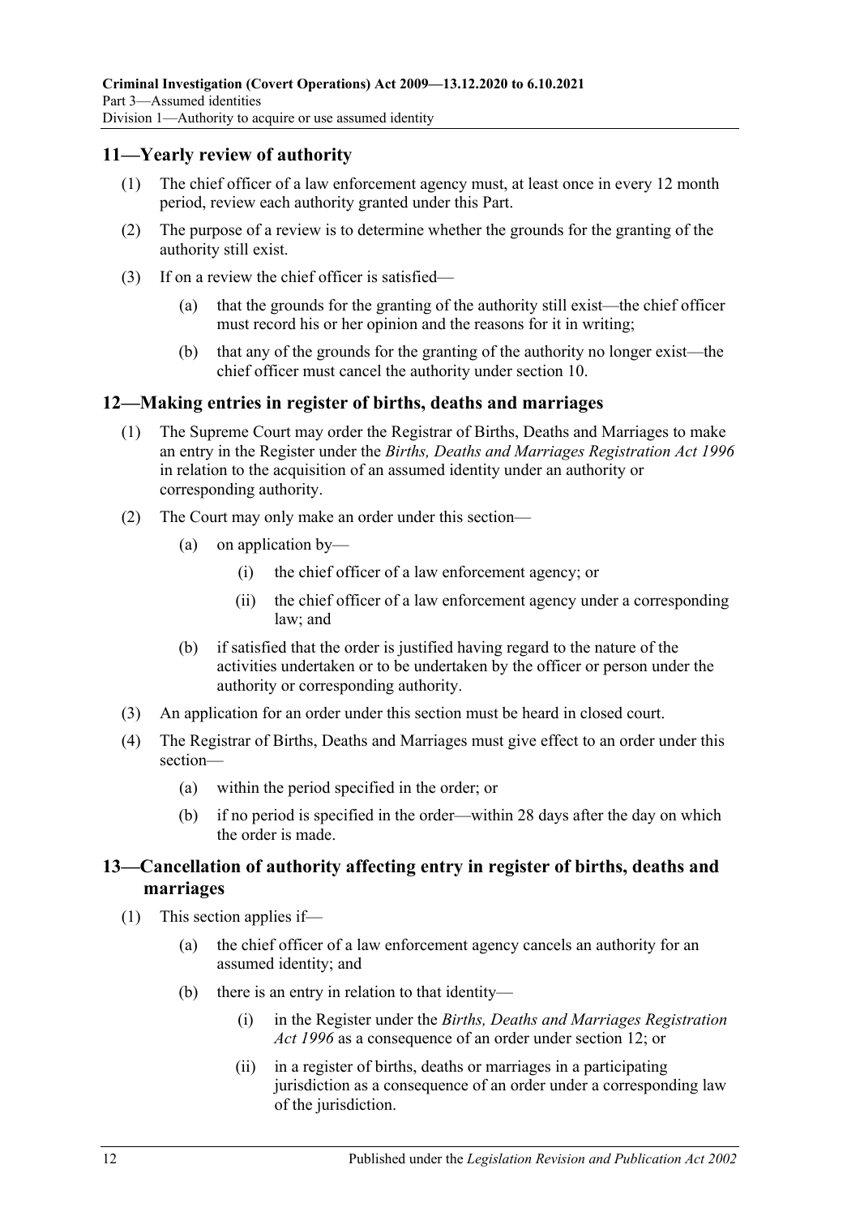## 11—Yearly review of authority

(1) The chief officer of a law enforcement agency must, at least once in every 12 month period, review each authority granted under this Part.

(2) The purpose of a review is to determine whether the grounds for the granting of the authority still exist.

(3) If on a review the chief officer is satisfied—

(a) that the grounds for the granting of the authority still exist—the chief officer must record his or her opinion and the reasons for it in writing;

(b) that any of the grounds for the granting of the authority no longer exist—the chief officer must cancel the authority under section 10.

## 12—Making entries in register of births, deaths and marriages

(1) The Supreme Court may order the Registrar of Births, Deaths and Marriages to make an entry in the Register under the *Births, Deaths and Marriages Registration Act 1996* in relation to the acquisition of an assumed identity under an authority or corresponding authority.

(2) The Court may only make an order under this section—

(a) on application by—

(i) the chief officer of a law enforcement agency; or

(ii) the chief officer of a law enforcement agency under a corresponding law; and

(b) if satisfied that the order is justified having regard to the nature of the activities undertaken or to be undertaken by the officer or person under the authority or corresponding authority.

(3) An application for an order under this section must be heard in closed court.

(4) The Registrar of Births, Deaths and Marriages must give effect to an order under this section—

(a) within the period specified in the order; or

(b) if no period is specified in the order—within 28 days after the day on which the order is made.

## 13—Cancellation of authority affecting entry in register of births, deaths and marriages

(1) This section applies if—

(a) the chief officer of a law enforcement agency cancels an authority for an assumed identity; and

(b) there is an entry in relation to that identity—

(i) in the Register under the *Births, Deaths and Marriages Registration Act 1996* as a consequence of an order under section 12; or

(ii) in a register of births, deaths or marriages in a participating jurisdiction as a consequence of an order under a corresponding law of the jurisdiction.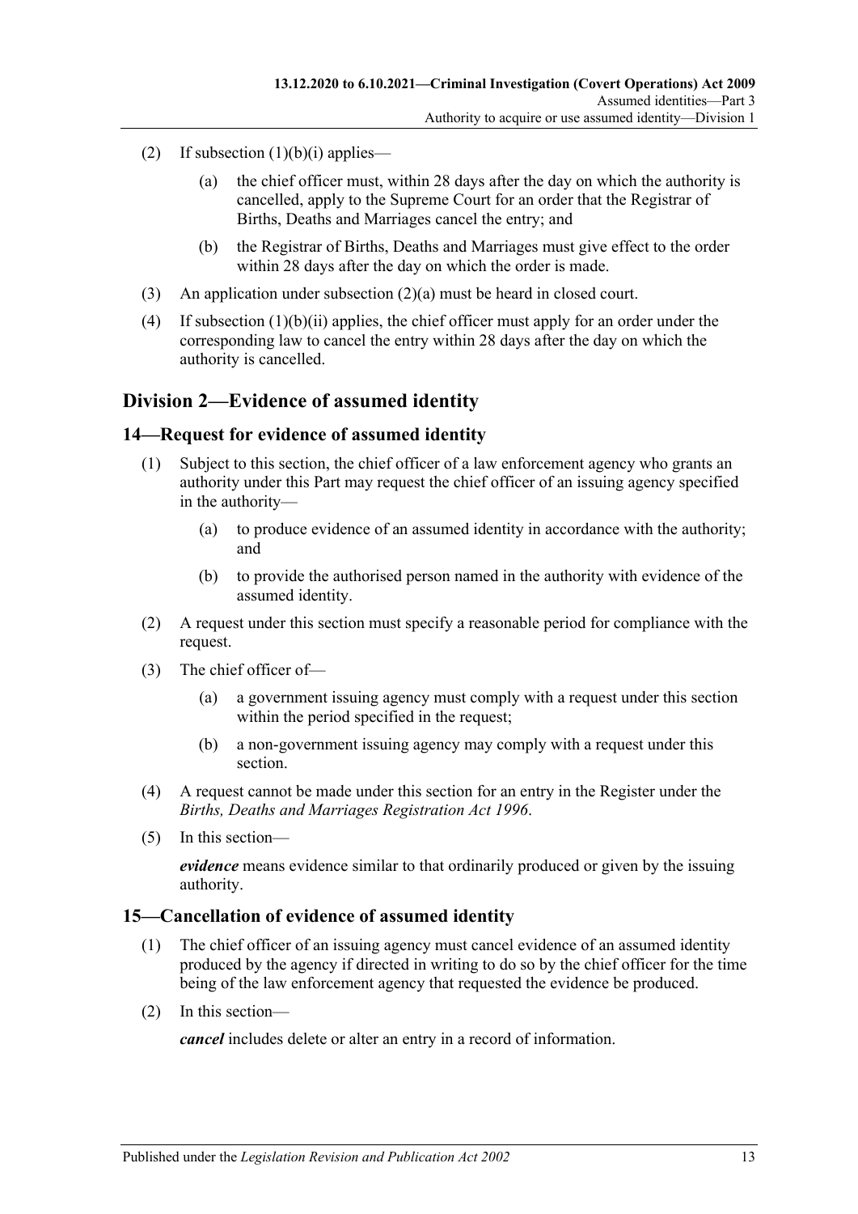(2) If subsection (1)(b)(i) applies—

(a) the chief officer must, within 28 days after the day on which the authority is cancelled, apply to the Supreme Court for an order that the Registrar of Births, Deaths and Marriages cancel the entry; and

(b) the Registrar of Births, Deaths and Marriages must give effect to the order within 28 days after the day on which the order is made.

(3) An application under subsection (2)(a) must be heard in closed court.

(4) If subsection (1)(b)(ii) applies, the chief officer must apply for an order under the corresponding law to cancel the entry within 28 days after the day on which the authority is cancelled.

## Division 2—Evidence of assumed identity

### 14—Request for evidence of assumed identity

(1) Subject to this section, the chief officer of a law enforcement agency who grants an authority under this Part may request the chief officer of an issuing agency specified in the authority—

(a) to produce evidence of an assumed identity in accordance with the authority; and

(b) to provide the authorised person named in the authority with evidence of the assumed identity.

(2) A request under this section must specify a reasonable period for compliance with the request.

(3) The chief officer of—

(a) a government issuing agency must comply with a request under this section within the period specified in the request;

(b) a non-government issuing agency may comply with a request under this section.

(4) A request cannot be made under this section for an entry in the Register under the *Births, Deaths and Marriages Registration Act 1996*.

(5) In this section—

***evidence*** means evidence similar to that ordinarily produced or given by the issuing authority.

### 15—Cancellation of evidence of assumed identity

(1) The chief officer of an issuing agency must cancel evidence of an assumed identity produced by the agency if directed in writing to do so by the chief officer for the time being of the law enforcement agency that requested the evidence be produced.

(2) In this section—

***cancel*** includes delete or alter an entry in a record of information.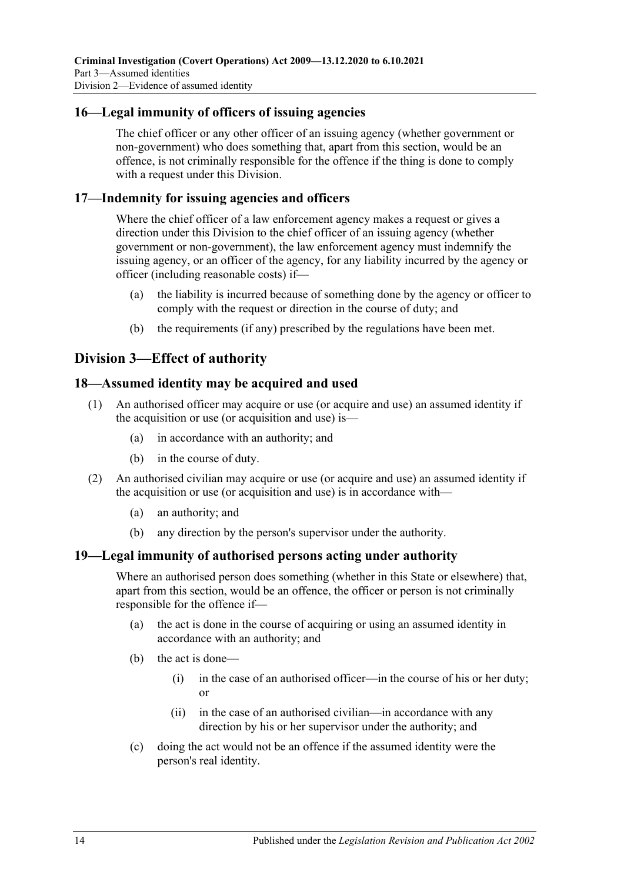## 16—Legal immunity of officers of issuing agencies

The chief officer or any other officer of an issuing agency (whether government or non-government) who does something that, apart from this section, would be an offence, is not criminally responsible for the offence if the thing is done to comply with a request under this Division.

## 17—Indemnity for issuing agencies and officers

Where the chief officer of a law enforcement agency makes a request or gives a direction under this Division to the chief officer of an issuing agency (whether government or non-government), the law enforcement agency must indemnify the issuing agency, or an officer of the agency, for any liability incurred by the agency or officer (including reasonable costs) if—

(a) the liability is incurred because of something done by the agency or officer to comply with the request or direction in the course of duty; and

(b) the requirements (if any) prescribed by the regulations have been met.

# Division 3—Effect of authority

## 18—Assumed identity may be acquired and used

(1) An authorised officer may acquire or use (or acquire and use) an assumed identity if the acquisition or use (or acquisition and use) is—

(a) in accordance with an authority; and

(b) in the course of duty.

(2) An authorised civilian may acquire or use (or acquire and use) an assumed identity if the acquisition or use (or acquisition and use) is in accordance with—

(a) an authority; and

(b) any direction by the person's supervisor under the authority.

## 19—Legal immunity of authorised persons acting under authority

Where an authorised person does something (whether in this State or elsewhere) that, apart from this section, would be an offence, the officer or person is not criminally responsible for the offence if—

(a) the act is done in the course of acquiring or using an assumed identity in accordance with an authority; and

(b) the act is done—

(i) in the case of an authorised officer—in the course of his or her duty; or

(ii) in the case of an authorised civilian—in accordance with any direction by his or her supervisor under the authority; and

(c) doing the act would not be an offence if the assumed identity were the person's real identity.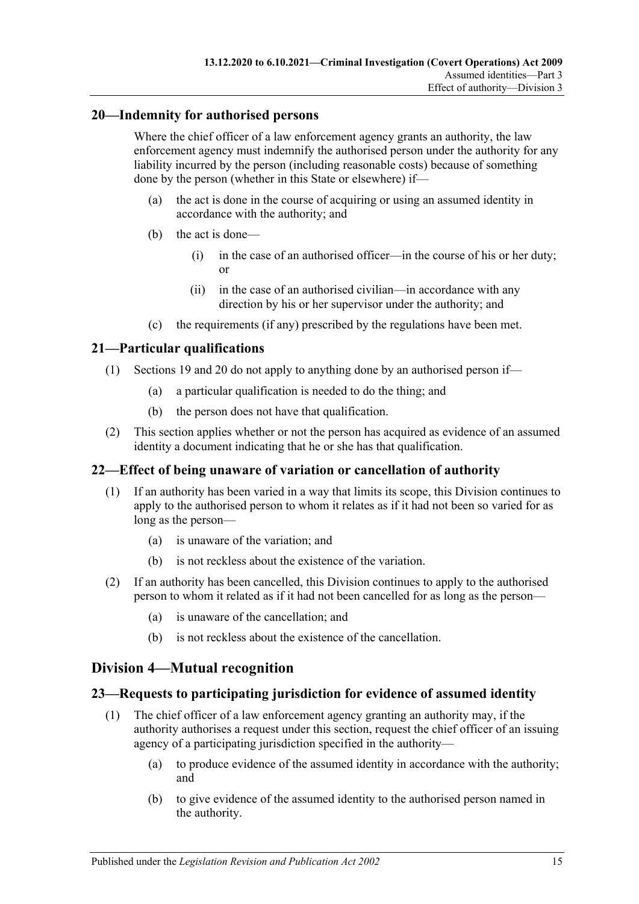## 20—Indemnity for authorised persons

Where the chief officer of a law enforcement agency grants an authority, the law enforcement agency must indemnify the authorised person under the authority for any liability incurred by the person (including reasonable costs) because of something done by the person (whether in this State or elsewhere) if—

- (a) the act is done in the course of acquiring or using an assumed identity in accordance with the authority; and
- (b) the act is done—
  - (i) in the case of an authorised officer—in the course of his or her duty; or
  - (ii) in the case of an authorised civilian—in accordance with any direction by his or her supervisor under the authority; and
- (c) the requirements (if any) prescribed by the regulations have been met.

## 21—Particular qualifications

(1) Sections 19 and 20 do not apply to anything done by an authorised person if—

- (a) a particular qualification is needed to do the thing; and
- (b) the person does not have that qualification.

(2) This section applies whether or not the person has acquired as evidence of an assumed identity a document indicating that he or she has that qualification.

## 22—Effect of being unaware of variation or cancellation of authority

(1) If an authority has been varied in a way that limits its scope, this Division continues to apply to the authorised person to whom it relates as if it had not been so varied for as long as the person—

- (a) is unaware of the variation; and
- (b) is not reckless about the existence of the variation.

(2) If an authority has been cancelled, this Division continues to apply to the authorised person to whom it related as if it had not been cancelled for as long as the person—

- (a) is unaware of the cancellation; and
- (b) is not reckless about the existence of the cancellation.

# Division 4—Mutual recognition

## 23—Requests to participating jurisdiction for evidence of assumed identity

(1) The chief officer of a law enforcement agency granting an authority may, if the authority authorises a request under this section, request the chief officer of an issuing agency of a participating jurisdiction specified in the authority—

- (a) to produce evidence of the assumed identity in accordance with the authority; and
- (b) to give evidence of the assumed identity to the authorised person named in the authority.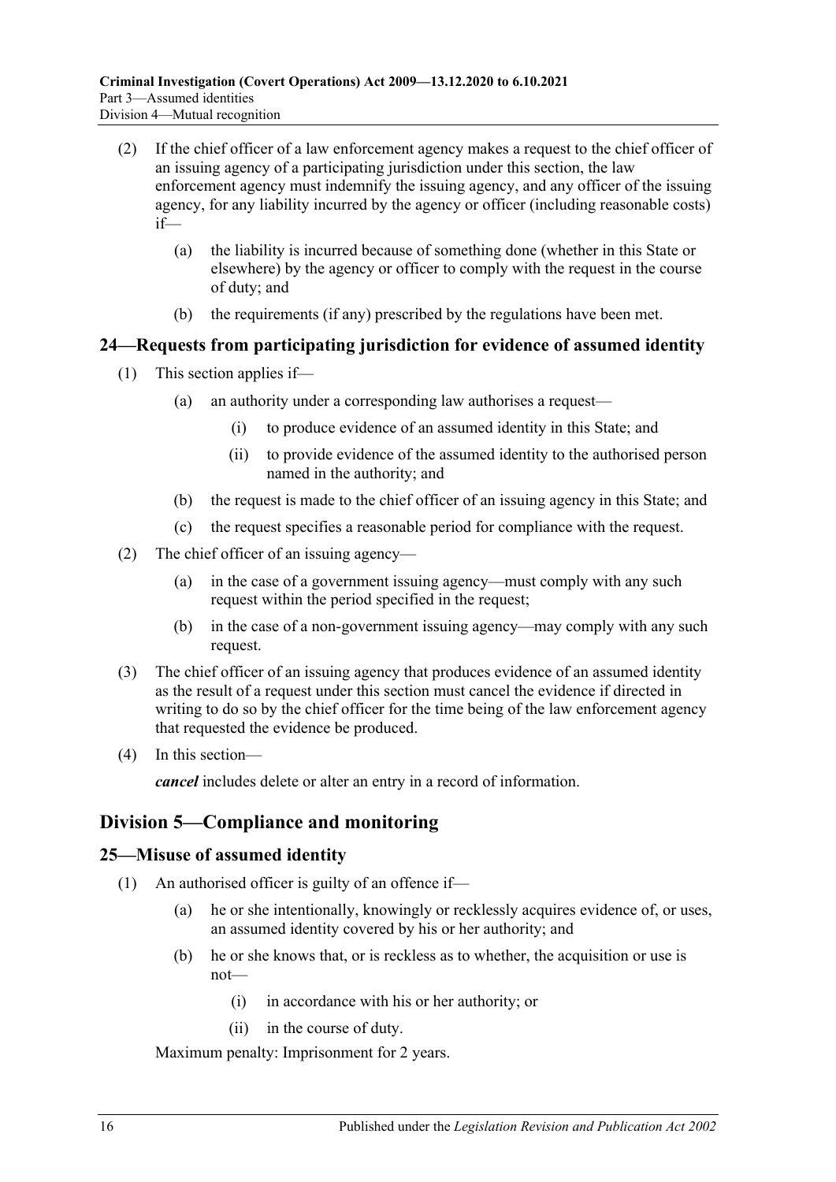(2) If the chief officer of a law enforcement agency makes a request to the chief officer of an issuing agency of a participating jurisdiction under this section, the law enforcement agency must indemnify the issuing agency, and any officer of the issuing agency, for any liability incurred by the agency or officer (including reasonable costs) if—

(a) the liability is incurred because of something done (whether in this State or elsewhere) by the agency or officer to comply with the request in the course of duty; and

(b) the requirements (if any) prescribed by the regulations have been met.

### 24—Requests from participating jurisdiction for evidence of assumed identity

(1) This section applies if—

(a) an authority under a corresponding law authorises a request—

(i) to produce evidence of an assumed identity in this State; and

(ii) to provide evidence of the assumed identity to the authorised person named in the authority; and

(b) the request is made to the chief officer of an issuing agency in this State; and

(c) the request specifies a reasonable period for compliance with the request.

(2) The chief officer of an issuing agency—

(a) in the case of a government issuing agency—must comply with any such request within the period specified in the request;

(b) in the case of a non-government issuing agency—may comply with any such request.

(3) The chief officer of an issuing agency that produces evidence of an assumed identity as the result of a request under this section must cancel the evidence if directed in writing to do so by the chief officer for the time being of the law enforcement agency that requested the evidence be produced.

(4) In this section—

***cancel*** includes delete or alter an entry in a record of information.

## Division 5—Compliance and monitoring

### 25—Misuse of assumed identity

(1) An authorised officer is guilty of an offence if—

(a) he or she intentionally, knowingly or recklessly acquires evidence of, or uses, an assumed identity covered by his or her authority; and

(b) he or she knows that, or is reckless as to whether, the acquisition or use is not—

(i) in accordance with his or her authority; or

(ii) in the course of duty.

Maximum penalty: Imprisonment for 2 years.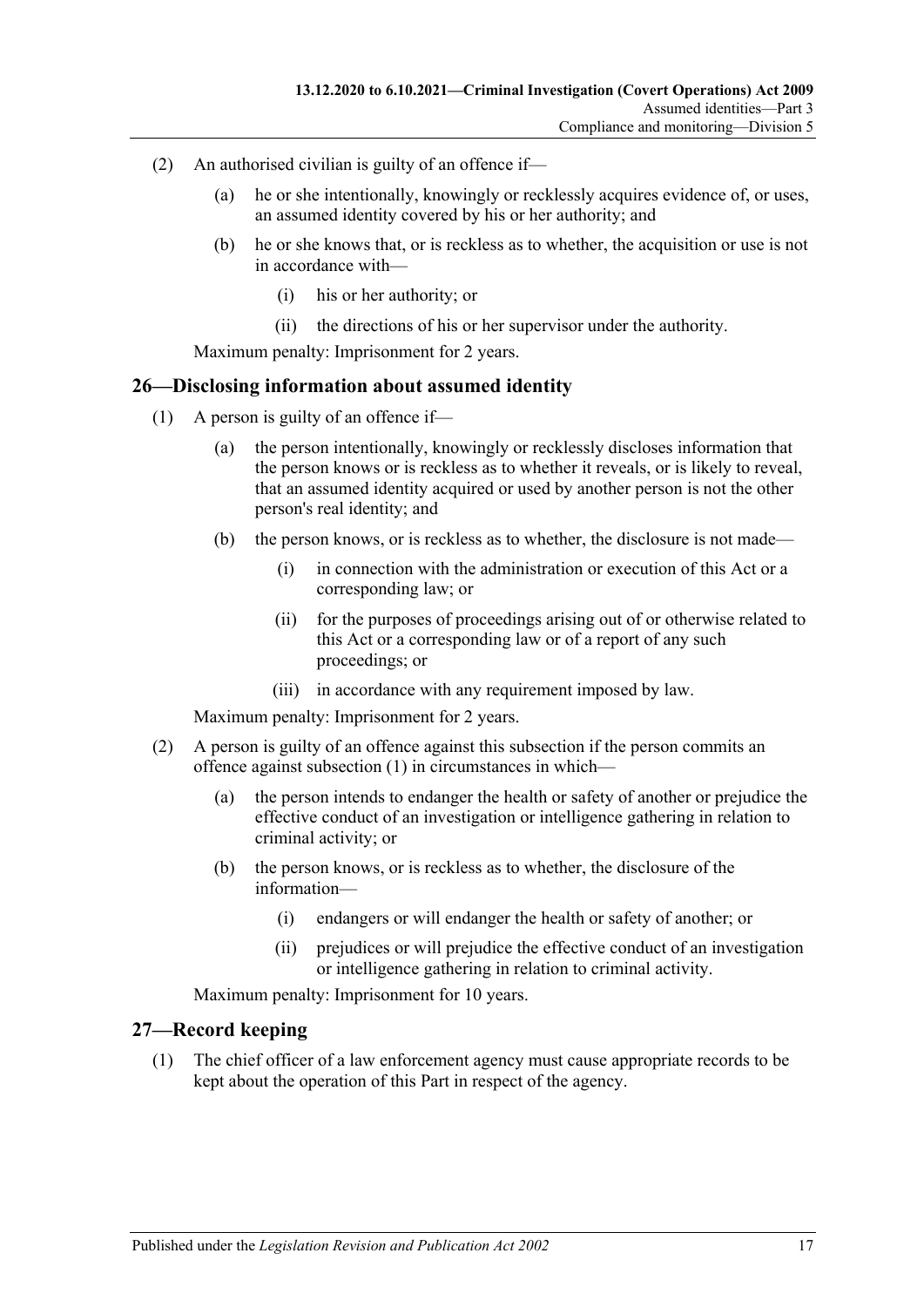(2) An authorised civilian is guilty of an offence if—

(a) he or she intentionally, knowingly or recklessly acquires evidence of, or uses, an assumed identity covered by his or her authority; and

(b) he or she knows that, or is reckless as to whether, the acquisition or use is not in accordance with—

(i) his or her authority; or

(ii) the directions of his or her supervisor under the authority.

Maximum penalty: Imprisonment for 2 years.

## 26—Disclosing information about assumed identity

(1) A person is guilty of an offence if—

(a) the person intentionally, knowingly or recklessly discloses information that the person knows or is reckless as to whether it reveals, or is likely to reveal, that an assumed identity acquired or used by another person is not the other person's real identity; and

(b) the person knows, or is reckless as to whether, the disclosure is not made—

(i) in connection with the administration or execution of this Act or a corresponding law; or

(ii) for the purposes of proceedings arising out of or otherwise related to this Act or a corresponding law or of a report of any such proceedings; or

(iii) in accordance with any requirement imposed by law.

Maximum penalty: Imprisonment for 2 years.

(2) A person is guilty of an offence against this subsection if the person commits an offence against subsection (1) in circumstances in which—

(a) the person intends to endanger the health or safety of another or prejudice the effective conduct of an investigation or intelligence gathering in relation to criminal activity; or

(b) the person knows, or is reckless as to whether, the disclosure of the information—

(i) endangers or will endanger the health or safety of another; or

(ii) prejudices or will prejudice the effective conduct of an investigation or intelligence gathering in relation to criminal activity.

Maximum penalty: Imprisonment for 10 years.

## 27—Record keeping

(1) The chief officer of a law enforcement agency must cause appropriate records to be kept about the operation of this Part in respect of the agency.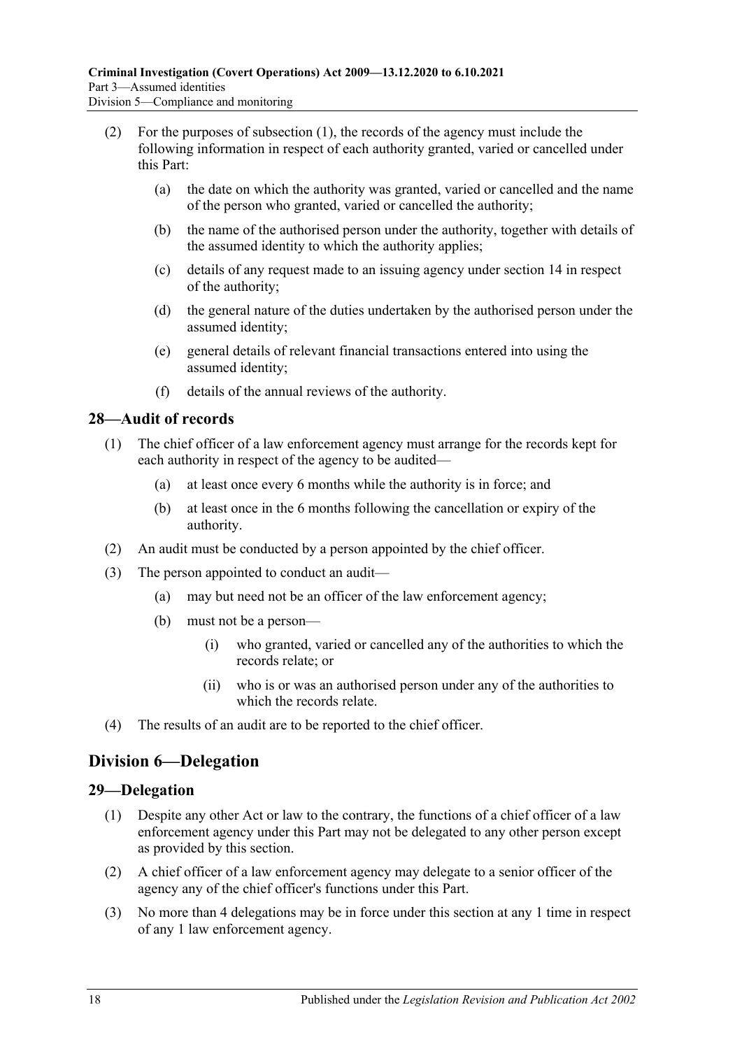(2) For the purposes of subsection (1), the records of the agency must include the following information in respect of each authority granted, varied or cancelled under this Part:

(a) the date on which the authority was granted, varied or cancelled and the name of the person who granted, varied or cancelled the authority;

(b) the name of the authorised person under the authority, together with details of the assumed identity to which the authority applies;

(c) details of any request made to an issuing agency under section 14 in respect of the authority;

(d) the general nature of the duties undertaken by the authorised person under the assumed identity;

(e) general details of relevant financial transactions entered into using the assumed identity;

(f) details of the annual reviews of the authority.

## 28—Audit of records

(1) The chief officer of a law enforcement agency must arrange for the records kept for each authority in respect of the agency to be audited—

(a) at least once every 6 months while the authority is in force; and

(b) at least once in the 6 months following the cancellation or expiry of the authority.

(2) An audit must be conducted by a person appointed by the chief officer.

(3) The person appointed to conduct an audit—

(a) may but need not be an officer of the law enforcement agency;

(b) must not be a person—

(i) who granted, varied or cancelled any of the authorities to which the records relate; or

(ii) who is or was an authorised person under any of the authorities to which the records relate.

(4) The results of an audit are to be reported to the chief officer.

# Division 6—Delegation

## 29—Delegation

(1) Despite any other Act or law to the contrary, the functions of a chief officer of a law enforcement agency under this Part may not be delegated to any other person except as provided by this section.

(2) A chief officer of a law enforcement agency may delegate to a senior officer of the agency any of the chief officer's functions under this Part.

(3) No more than 4 delegations may be in force under this section at any 1 time in respect of any 1 law enforcement agency.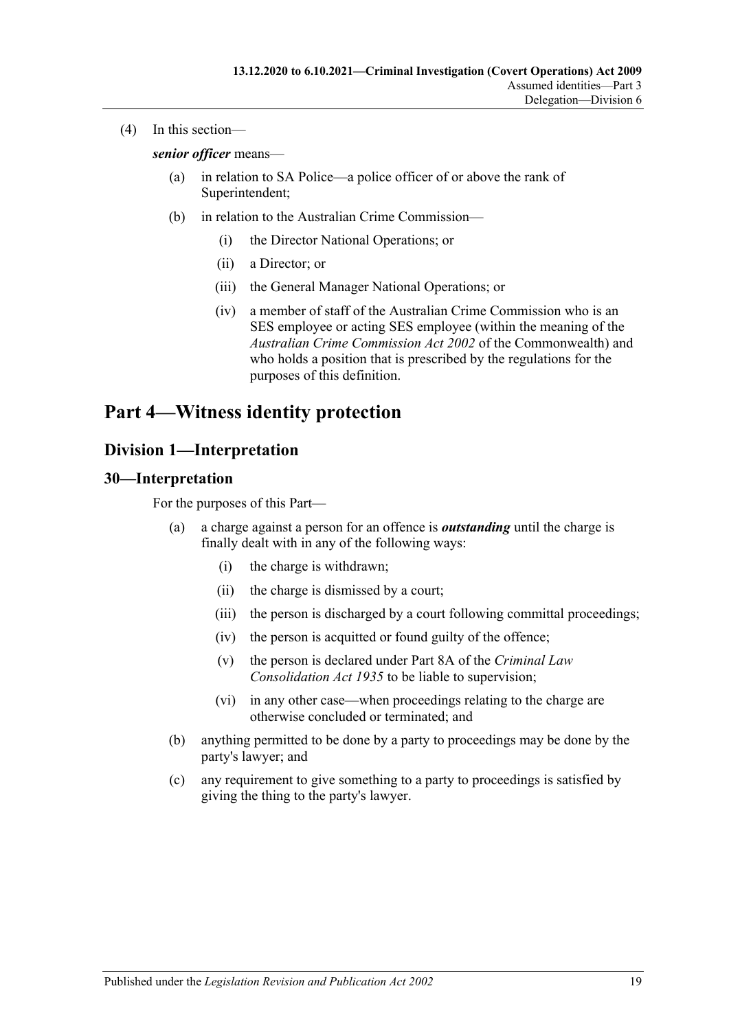(4) In this section—

***senior officer*** means—

- (a) in relation to SA Police—a police officer of or above the rank of Superintendent;
- (b) in relation to the Australian Crime Commission—
  - (i) the Director National Operations; or
  - (ii) a Director; or
  - (iii) the General Manager National Operations; or
  - (iv) a member of staff of the Australian Crime Commission who is an SES employee or acting SES employee (within the meaning of the *Australian Crime Commission Act 2002* of the Commonwealth) and who holds a position that is prescribed by the regulations for the purposes of this definition.

# Part 4—Witness identity protection

## Division 1—Interpretation

### 30—Interpretation

For the purposes of this Part—

- (a) a charge against a person for an offence is ***outstanding*** until the charge is finally dealt with in any of the following ways:
  - (i) the charge is withdrawn;
  - (ii) the charge is dismissed by a court;
  - (iii) the person is discharged by a court following committal proceedings;
  - (iv) the person is acquitted or found guilty of the offence;
  - (v) the person is declared under Part 8A of the *Criminal Law Consolidation Act 1935* to be liable to supervision;
  - (vi) in any other case—when proceedings relating to the charge are otherwise concluded or terminated; and
- (b) anything permitted to be done by a party to proceedings may be done by the party's lawyer; and
- (c) any requirement to give something to a party to proceedings is satisfied by giving the thing to the party's lawyer.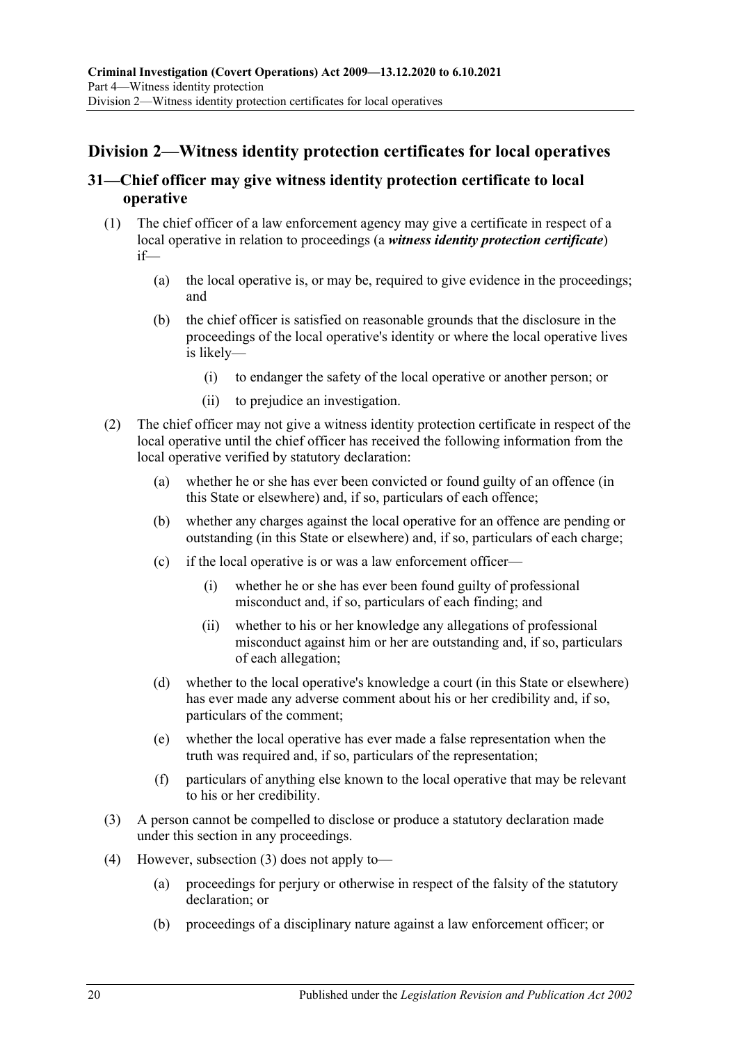## Division 2—Witness identity protection certificates for local operatives

### 31—Chief officer may give witness identity protection certificate to local operative

(1) The chief officer of a law enforcement agency may give a certificate in respect of a local operative in relation to proceedings (a ***witness identity protection certificate***) if—

(a) the local operative is, or may be, required to give evidence in the proceedings; and

(b) the chief officer is satisfied on reasonable grounds that the disclosure in the proceedings of the local operative's identity or where the local operative lives is likely—

(i) to endanger the safety of the local operative or another person; or

(ii) to prejudice an investigation.

(2) The chief officer may not give a witness identity protection certificate in respect of the local operative until the chief officer has received the following information from the local operative verified by statutory declaration:

(a) whether he or she has ever been convicted or found guilty of an offence (in this State or elsewhere) and, if so, particulars of each offence;

(b) whether any charges against the local operative for an offence are pending or outstanding (in this State or elsewhere) and, if so, particulars of each charge;

(c) if the local operative is or was a law enforcement officer—

(i) whether he or she has ever been found guilty of professional misconduct and, if so, particulars of each finding; and

(ii) whether to his or her knowledge any allegations of professional misconduct against him or her are outstanding and, if so, particulars of each allegation;

(d) whether to the local operative's knowledge a court (in this State or elsewhere) has ever made any adverse comment about his or her credibility and, if so, particulars of the comment;

(e) whether the local operative has ever made a false representation when the truth was required and, if so, particulars of the representation;

(f) particulars of anything else known to the local operative that may be relevant to his or her credibility.

(3) A person cannot be compelled to disclose or produce a statutory declaration made under this section in any proceedings.

(4) However, subsection (3) does not apply to—

(a) proceedings for perjury or otherwise in respect of the falsity of the statutory declaration; or

(b) proceedings of a disciplinary nature against a law enforcement officer; or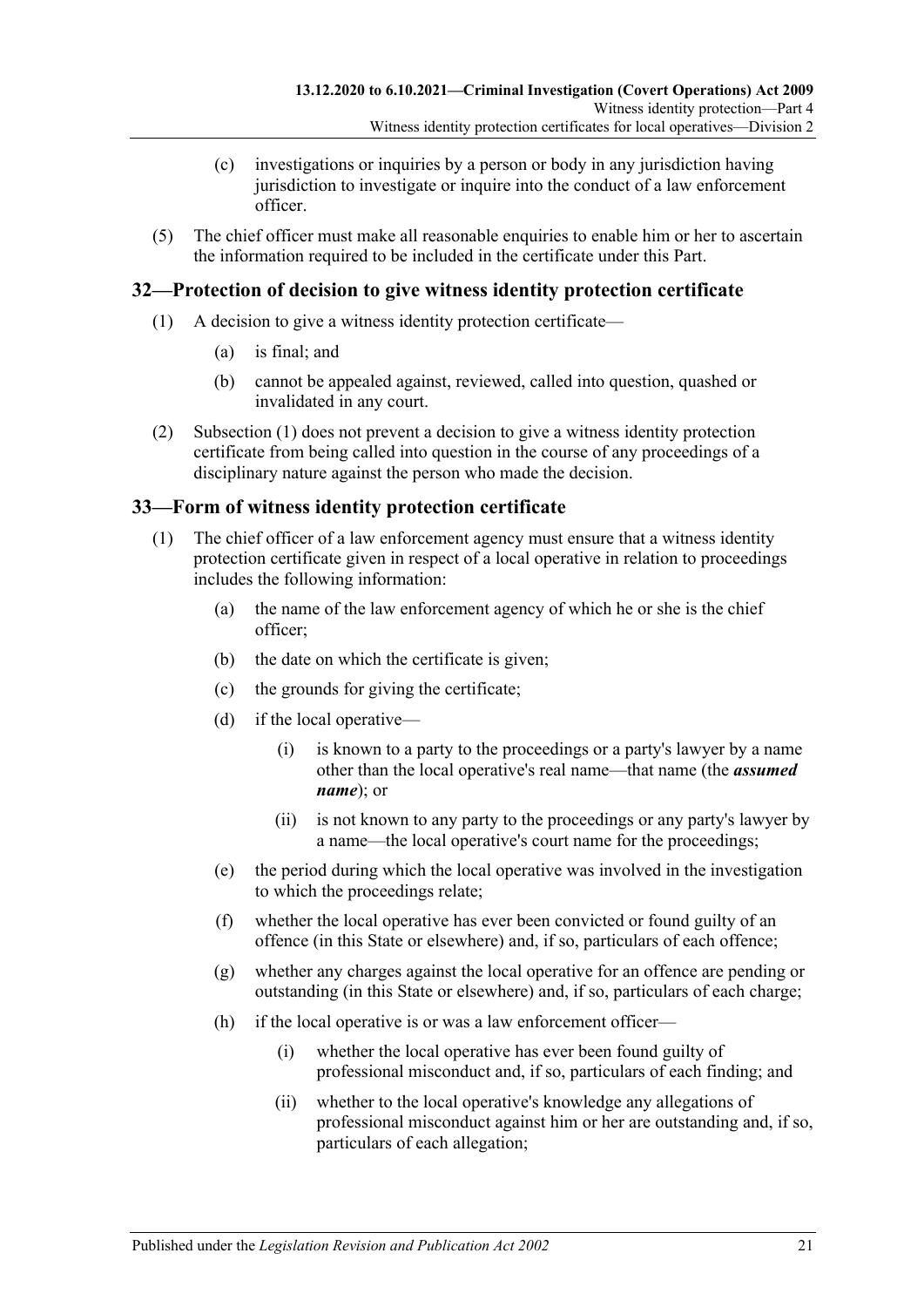(c) investigations or inquiries by a person or body in any jurisdiction having jurisdiction to investigate or inquire into the conduct of a law enforcement officer.

(5) The chief officer must make all reasonable enquiries to enable him or her to ascertain the information required to be included in the certificate under this Part.

## 32—Protection of decision to give witness identity protection certificate

(1) A decision to give a witness identity protection certificate—

(a) is final; and

(b) cannot be appealed against, reviewed, called into question, quashed or invalidated in any court.

(2) Subsection (1) does not prevent a decision to give a witness identity protection certificate from being called into question in the course of any proceedings of a disciplinary nature against the person who made the decision.

## 33—Form of witness identity protection certificate

(1) The chief officer of a law enforcement agency must ensure that a witness identity protection certificate given in respect of a local operative in relation to proceedings includes the following information:

(a) the name of the law enforcement agency of which he or she is the chief officer;

(b) the date on which the certificate is given;

(c) the grounds for giving the certificate;

(d) if the local operative—

(i) is known to a party to the proceedings or a party's lawyer by a name other than the local operative's real name—that name (the ***assumed name***); or

(ii) is not known to any party to the proceedings or any party's lawyer by a name—the local operative's court name for the proceedings;

(e) the period during which the local operative was involved in the investigation to which the proceedings relate;

(f) whether the local operative has ever been convicted or found guilty of an offence (in this State or elsewhere) and, if so, particulars of each offence;

(g) whether any charges against the local operative for an offence are pending or outstanding (in this State or elsewhere) and, if so, particulars of each charge;

(h) if the local operative is or was a law enforcement officer—

(i) whether the local operative has ever been found guilty of professional misconduct and, if so, particulars of each finding; and

(ii) whether to the local operative's knowledge any allegations of professional misconduct against him or her are outstanding and, if so, particulars of each allegation;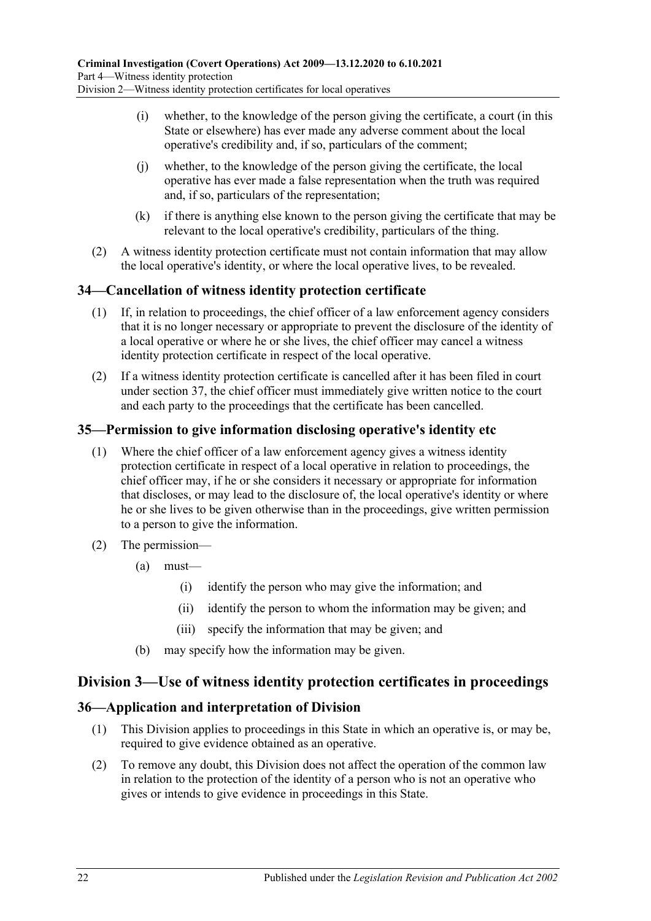(i) whether, to the knowledge of the person giving the certificate, a court (in this State or elsewhere) has ever made any adverse comment about the local operative's credibility and, if so, particulars of the comment;

(j) whether, to the knowledge of the person giving the certificate, the local operative has ever made a false representation when the truth was required and, if so, particulars of the representation;

(k) if there is anything else known to the person giving the certificate that may be relevant to the local operative's credibility, particulars of the thing.

(2) A witness identity protection certificate must not contain information that may allow the local operative's identity, or where the local operative lives, to be revealed.

## 34—Cancellation of witness identity protection certificate

(1) If, in relation to proceedings, the chief officer of a law enforcement agency considers that it is no longer necessary or appropriate to prevent the disclosure of the identity of a local operative or where he or she lives, the chief officer may cancel a witness identity protection certificate in respect of the local operative.

(2) If a witness identity protection certificate is cancelled after it has been filed in court under section 37, the chief officer must immediately give written notice to the court and each party to the proceedings that the certificate has been cancelled.

## 35—Permission to give information disclosing operative's identity etc

(1) Where the chief officer of a law enforcement agency gives a witness identity protection certificate in respect of a local operative in relation to proceedings, the chief officer may, if he or she considers it necessary or appropriate for information that discloses, or may lead to the disclosure of, the local operative's identity or where he or she lives to be given otherwise than in the proceedings, give written permission to a person to give the information.

(2) The permission—

(a) must—

(i) identify the person who may give the information; and

(ii) identify the person to whom the information may be given; and

(iii) specify the information that may be given; and

(b) may specify how the information may be given.

# Division 3—Use of witness identity protection certificates in proceedings

## 36—Application and interpretation of Division

(1) This Division applies to proceedings in this State in which an operative is, or may be, required to give evidence obtained as an operative.

(2) To remove any doubt, this Division does not affect the operation of the common law in relation to the protection of the identity of a person who is not an operative who gives or intends to give evidence in proceedings in this State.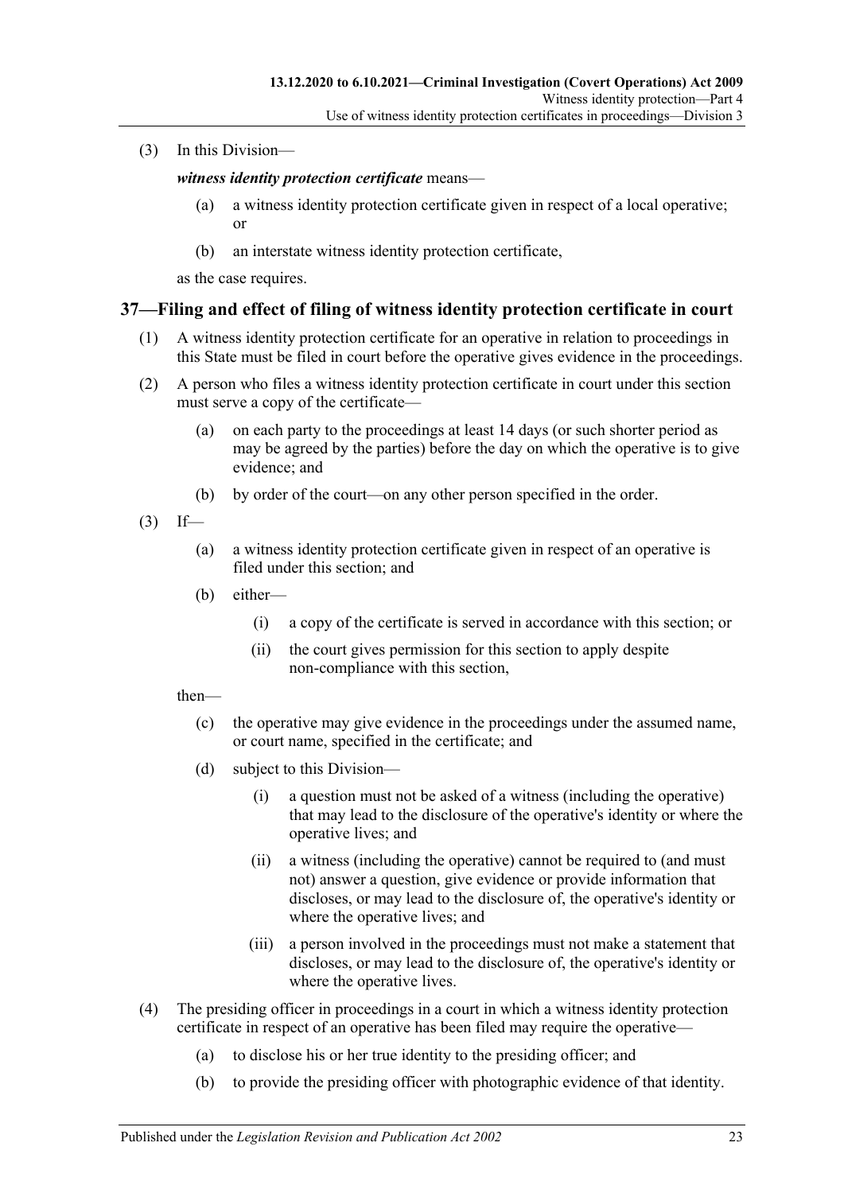(3) In this Division—

*witness identity protection certificate* means—

(a) a witness identity protection certificate given in respect of a local operative; or

(b) an interstate witness identity protection certificate,

as the case requires.

## 37—Filing and effect of filing of witness identity protection certificate in court

(1) A witness identity protection certificate for an operative in relation to proceedings in this State must be filed in court before the operative gives evidence in the proceedings.

(2) A person who files a witness identity protection certificate in court under this section must serve a copy of the certificate—

(a) on each party to the proceedings at least 14 days (or such shorter period as may be agreed by the parties) before the day on which the operative is to give evidence; and

(b) by order of the court—on any other person specified in the order.

(3) If—

(a) a witness identity protection certificate given in respect of an operative is filed under this section; and

(b) either—

(i) a copy of the certificate is served in accordance with this section; or

(ii) the court gives permission for this section to apply despite non-compliance with this section,

then—

(c) the operative may give evidence in the proceedings under the assumed name, or court name, specified in the certificate; and

(d) subject to this Division—

(i) a question must not be asked of a witness (including the operative) that may lead to the disclosure of the operative's identity or where the operative lives; and

(ii) a witness (including the operative) cannot be required to (and must not) answer a question, give evidence or provide information that discloses, or may lead to the disclosure of, the operative's identity or where the operative lives; and

(iii) a person involved in the proceedings must not make a statement that discloses, or may lead to the disclosure of, the operative's identity or where the operative lives.

(4) The presiding officer in proceedings in a court in which a witness identity protection certificate in respect of an operative has been filed may require the operative—

(a) to disclose his or her true identity to the presiding officer; and

(b) to provide the presiding officer with photographic evidence of that identity.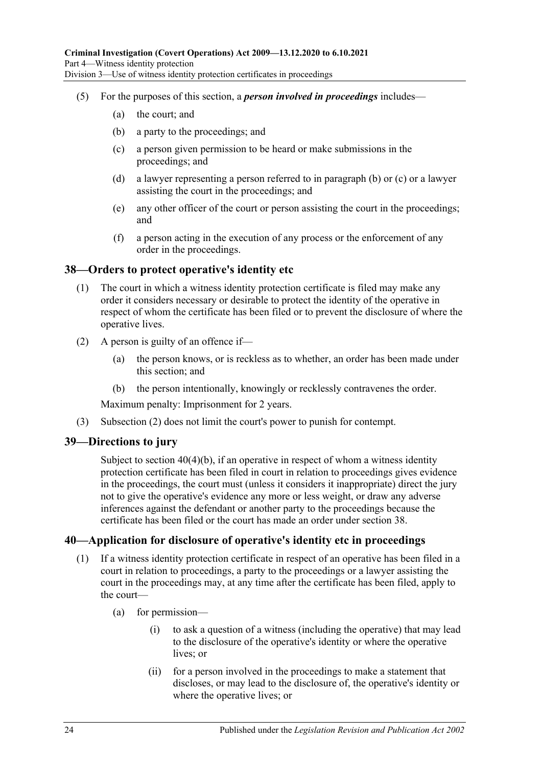(5) For the purposes of this section, a ***person involved in proceedings*** includes—

(a) the court; and

(b) a party to the proceedings; and

(c) a person given permission to be heard or make submissions in the proceedings; and

(d) a lawyer representing a person referred to in paragraph (b) or (c) or a lawyer assisting the court in the proceedings; and

(e) any other officer of the court or person assisting the court in the proceedings; and

(f) a person acting in the execution of any process or the enforcement of any order in the proceedings.

## 38—Orders to protect operative's identity etc

(1) The court in which a witness identity protection certificate is filed may make any order it considers necessary or desirable to protect the identity of the operative in respect of whom the certificate has been filed or to prevent the disclosure of where the operative lives.

(2) A person is guilty of an offence if—

(a) the person knows, or is reckless as to whether, an order has been made under this section; and

(b) the person intentionally, knowingly or recklessly contravenes the order.

Maximum penalty: Imprisonment for 2 years.

(3) Subsection (2) does not limit the court's power to punish for contempt.

## 39—Directions to jury

Subject to section 40(4)(b), if an operative in respect of whom a witness identity protection certificate has been filed in court in relation to proceedings gives evidence in the proceedings, the court must (unless it considers it inappropriate) direct the jury not to give the operative's evidence any more or less weight, or draw any adverse inferences against the defendant or another party to the proceedings because the certificate has been filed or the court has made an order under section 38.

## 40—Application for disclosure of operative's identity etc in proceedings

(1) If a witness identity protection certificate in respect of an operative has been filed in a court in relation to proceedings, a party to the proceedings or a lawyer assisting the court in the proceedings may, at any time after the certificate has been filed, apply to the court—

(a) for permission—

(i) to ask a question of a witness (including the operative) that may lead to the disclosure of the operative's identity or where the operative lives; or

(ii) for a person involved in the proceedings to make a statement that discloses, or may lead to the disclosure of, the operative's identity or where the operative lives; or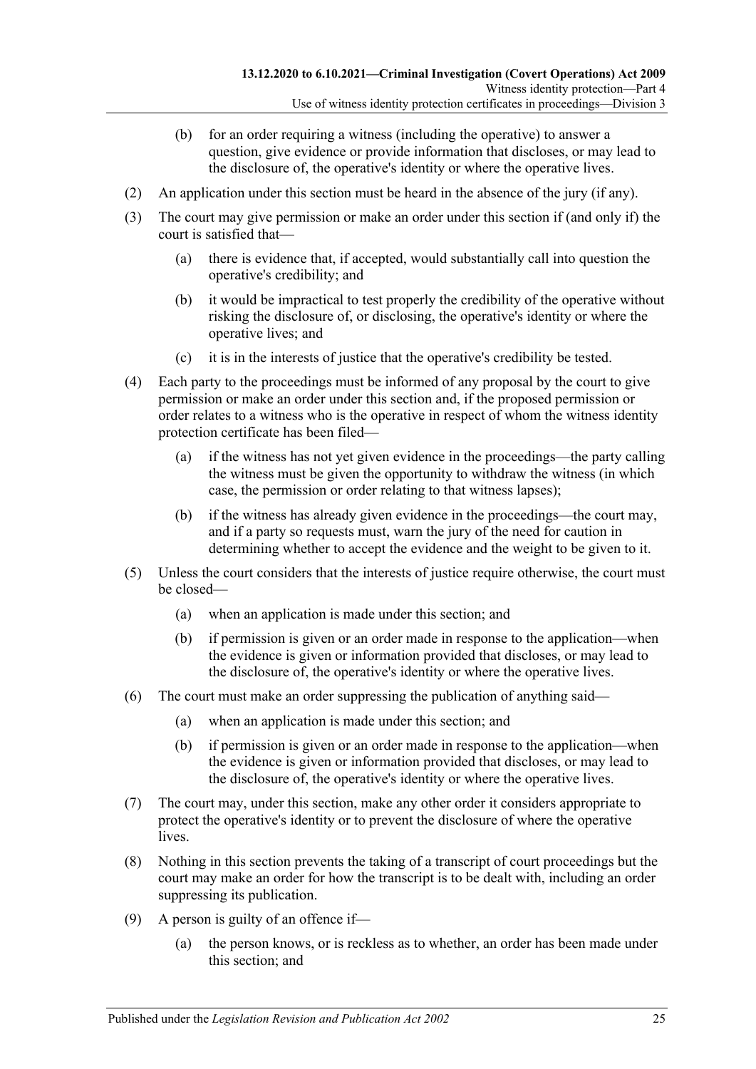(b) for an order requiring a witness (including the operative) to answer a question, give evidence or provide information that discloses, or may lead to the disclosure of, the operative's identity or where the operative lives.

(2) An application under this section must be heard in the absence of the jury (if any).

(3) The court may give permission or make an order under this section if (and only if) the court is satisfied that—

(a) there is evidence that, if accepted, would substantially call into question the operative's credibility; and

(b) it would be impractical to test properly the credibility of the operative without risking the disclosure of, or disclosing, the operative's identity or where the operative lives; and

(c) it is in the interests of justice that the operative's credibility be tested.

(4) Each party to the proceedings must be informed of any proposal by the court to give permission or make an order under this section and, if the proposed permission or order relates to a witness who is the operative in respect of whom the witness identity protection certificate has been filed—

(a) if the witness has not yet given evidence in the proceedings—the party calling the witness must be given the opportunity to withdraw the witness (in which case, the permission or order relating to that witness lapses);

(b) if the witness has already given evidence in the proceedings—the court may, and if a party so requests must, warn the jury of the need for caution in determining whether to accept the evidence and the weight to be given to it.

(5) Unless the court considers that the interests of justice require otherwise, the court must be closed—

(a) when an application is made under this section; and

(b) if permission is given or an order made in response to the application—when the evidence is given or information provided that discloses, or may lead to the disclosure of, the operative's identity or where the operative lives.

(6) The court must make an order suppressing the publication of anything said—

(a) when an application is made under this section; and

(b) if permission is given or an order made in response to the application—when the evidence is given or information provided that discloses, or may lead to the disclosure of, the operative's identity or where the operative lives.

(7) The court may, under this section, make any other order it considers appropriate to protect the operative's identity or to prevent the disclosure of where the operative lives.

(8) Nothing in this section prevents the taking of a transcript of court proceedings but the court may make an order for how the transcript is to be dealt with, including an order suppressing its publication.

(9) A person is guilty of an offence if—

(a) the person knows, or is reckless as to whether, an order has been made under this section; and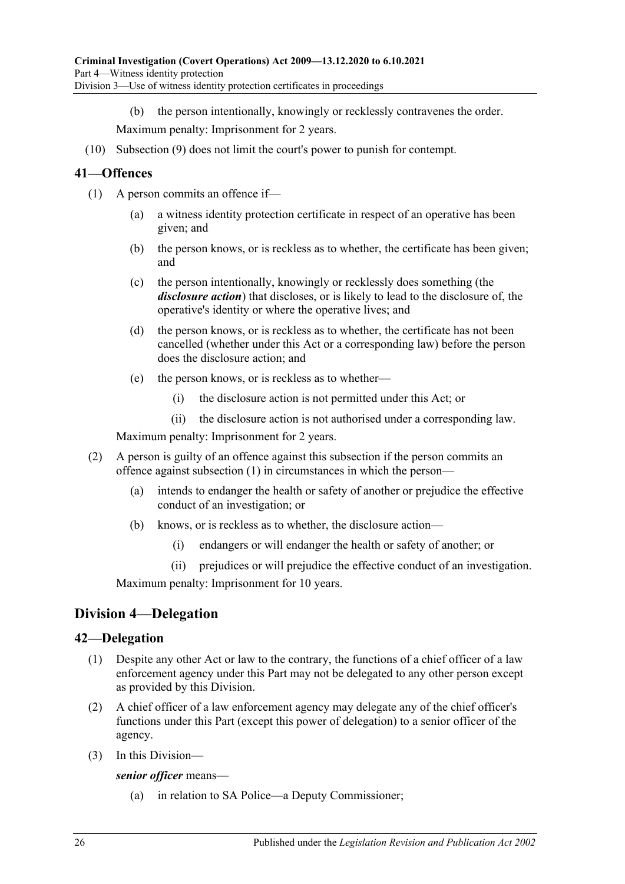(b) the person intentionally, knowingly or recklessly contravenes the order.

Maximum penalty: Imprisonment for 2 years.

(10) Subsection (9) does not limit the court's power to punish for contempt.

## 41—Offences

(1) A person commits an offence if—

(a) a witness identity protection certificate in respect of an operative has been given; and

(b) the person knows, or is reckless as to whether, the certificate has been given; and

(c) the person intentionally, knowingly or recklessly does something (the ***disclosure action***) that discloses, or is likely to lead to the disclosure of, the operative's identity or where the operative lives; and

(d) the person knows, or is reckless as to whether, the certificate has not been cancelled (whether under this Act or a corresponding law) before the person does the disclosure action; and

(e) the person knows, or is reckless as to whether—

(i) the disclosure action is not permitted under this Act; or

(ii) the disclosure action is not authorised under a corresponding law.

Maximum penalty: Imprisonment for 2 years.

(2) A person is guilty of an offence against this subsection if the person commits an offence against subsection (1) in circumstances in which the person—

(a) intends to endanger the health or safety of another or prejudice the effective conduct of an investigation; or

(b) knows, or is reckless as to whether, the disclosure action—

(i) endangers or will endanger the health or safety of another; or

(ii) prejudices or will prejudice the effective conduct of an investigation.

Maximum penalty: Imprisonment for 10 years.

# Division 4—Delegation

## 42—Delegation

(1) Despite any other Act or law to the contrary, the functions of a chief officer of a law enforcement agency under this Part may not be delegated to any other person except as provided by this Division.

(2) A chief officer of a law enforcement agency may delegate any of the chief officer's functions under this Part (except this power of delegation) to a senior officer of the agency.

(3) In this Division—

***senior officer*** means—

(a) in relation to SA Police—a Deputy Commissioner;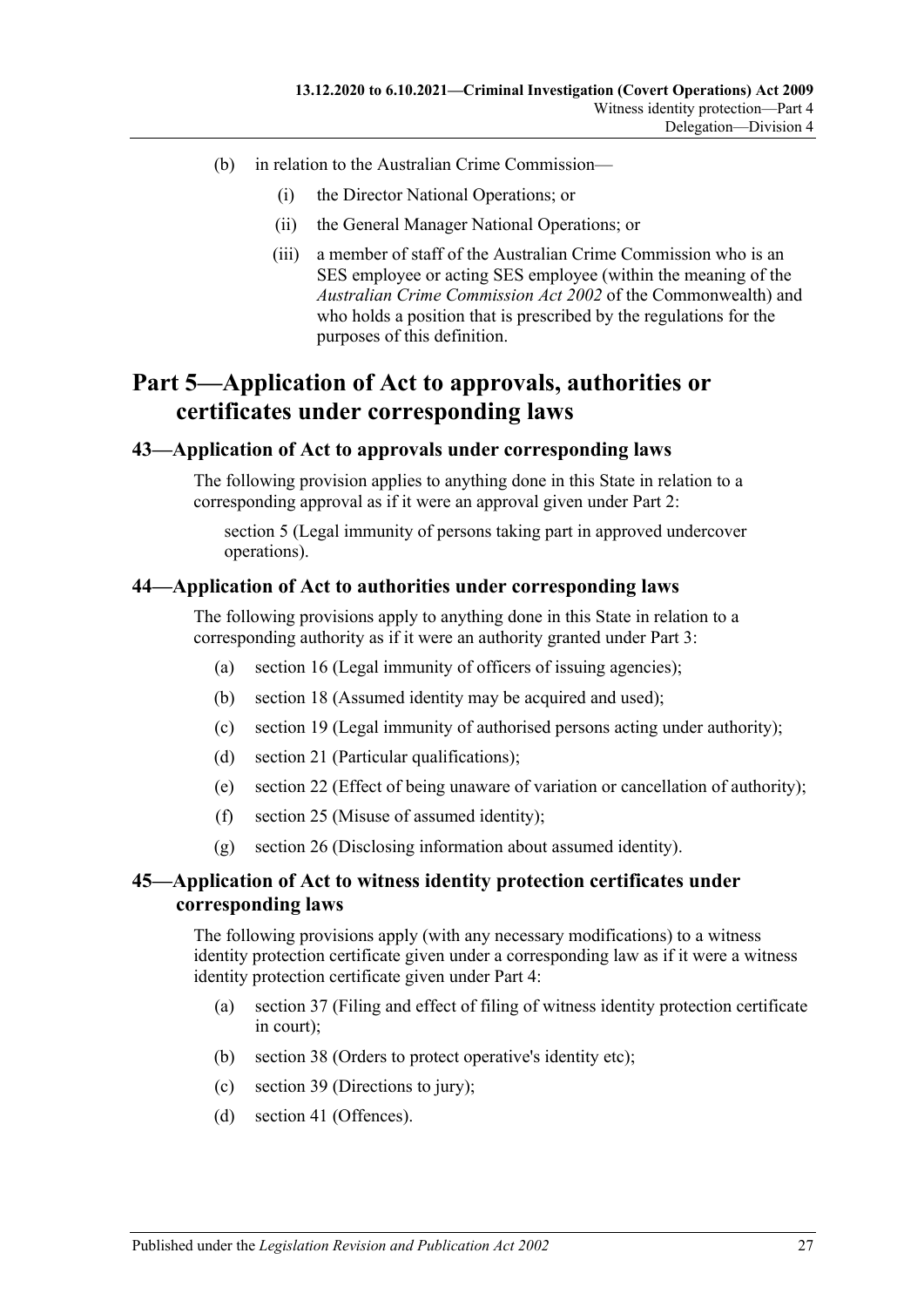(b) in relation to the Australian Crime Commission—

  (i) the Director National Operations; or

  (ii) the General Manager National Operations; or

  (iii) a member of staff of the Australian Crime Commission who is an SES employee or acting SES employee (within the meaning of the *Australian Crime Commission Act 2002* of the Commonwealth) and who holds a position that is prescribed by the regulations for the purposes of this definition.

# Part 5—Application of Act to approvals, authorities or certificates under corresponding laws

## 43—Application of Act to approvals under corresponding laws

The following provision applies to anything done in this State in relation to a corresponding approval as if it were an approval given under Part 2:

section 5 (Legal immunity of persons taking part in approved undercover operations).

## 44—Application of Act to authorities under corresponding laws

The following provisions apply to anything done in this State in relation to a corresponding authority as if it were an authority granted under Part 3:

(a) section 16 (Legal immunity of officers of issuing agencies);

(b) section 18 (Assumed identity may be acquired and used);

(c) section 19 (Legal immunity of authorised persons acting under authority);

(d) section 21 (Particular qualifications);

(e) section 22 (Effect of being unaware of variation or cancellation of authority);

(f) section 25 (Misuse of assumed identity);

(g) section 26 (Disclosing information about assumed identity).

## 45—Application of Act to witness identity protection certificates under corresponding laws

The following provisions apply (with any necessary modifications) to a witness identity protection certificate given under a corresponding law as if it were a witness identity protection certificate given under Part 4:

(a) section 37 (Filing and effect of filing of witness identity protection certificate in court);

(b) section 38 (Orders to protect operative's identity etc);

(c) section 39 (Directions to jury);

(d) section 41 (Offences).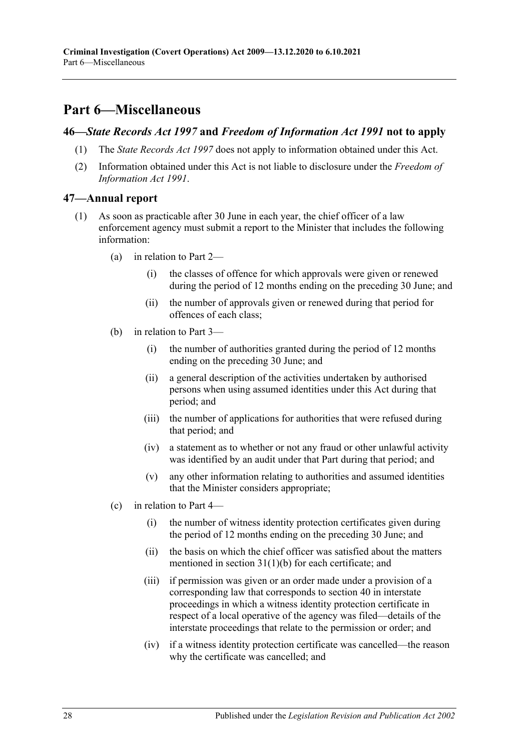## Part 6—Miscellaneous

### 46—*State Records Act 1997* and *Freedom of Information Act 1991* not to apply

(1) The *State Records Act 1997* does not apply to information obtained under this Act.

(2) Information obtained under this Act is not liable to disclosure under the *Freedom of Information Act 1991*.

### 47—Annual report

(1) As soon as practicable after 30 June in each year, the chief officer of a law enforcement agency must submit a report to the Minister that includes the following information:

(a) in relation to Part 2—

(i) the classes of offence for which approvals were given or renewed during the period of 12 months ending on the preceding 30 June; and

(ii) the number of approvals given or renewed during that period for offences of each class;

(b) in relation to Part 3—

(i) the number of authorities granted during the period of 12 months ending on the preceding 30 June; and

(ii) a general description of the activities undertaken by authorised persons when using assumed identities under this Act during that period; and

(iii) the number of applications for authorities that were refused during that period; and

(iv) a statement as to whether or not any fraud or other unlawful activity was identified by an audit under that Part during that period; and

(v) any other information relating to authorities and assumed identities that the Minister considers appropriate;

(c) in relation to Part 4—

(i) the number of witness identity protection certificates given during the period of 12 months ending on the preceding 30 June; and

(ii) the basis on which the chief officer was satisfied about the matters mentioned in section 31(1)(b) for each certificate; and

(iii) if permission was given or an order made under a provision of a corresponding law that corresponds to section 40 in interstate proceedings in which a witness identity protection certificate in respect of a local operative of the agency was filed—details of the interstate proceedings that relate to the permission or order; and

(iv) if a witness identity protection certificate was cancelled—the reason why the certificate was cancelled; and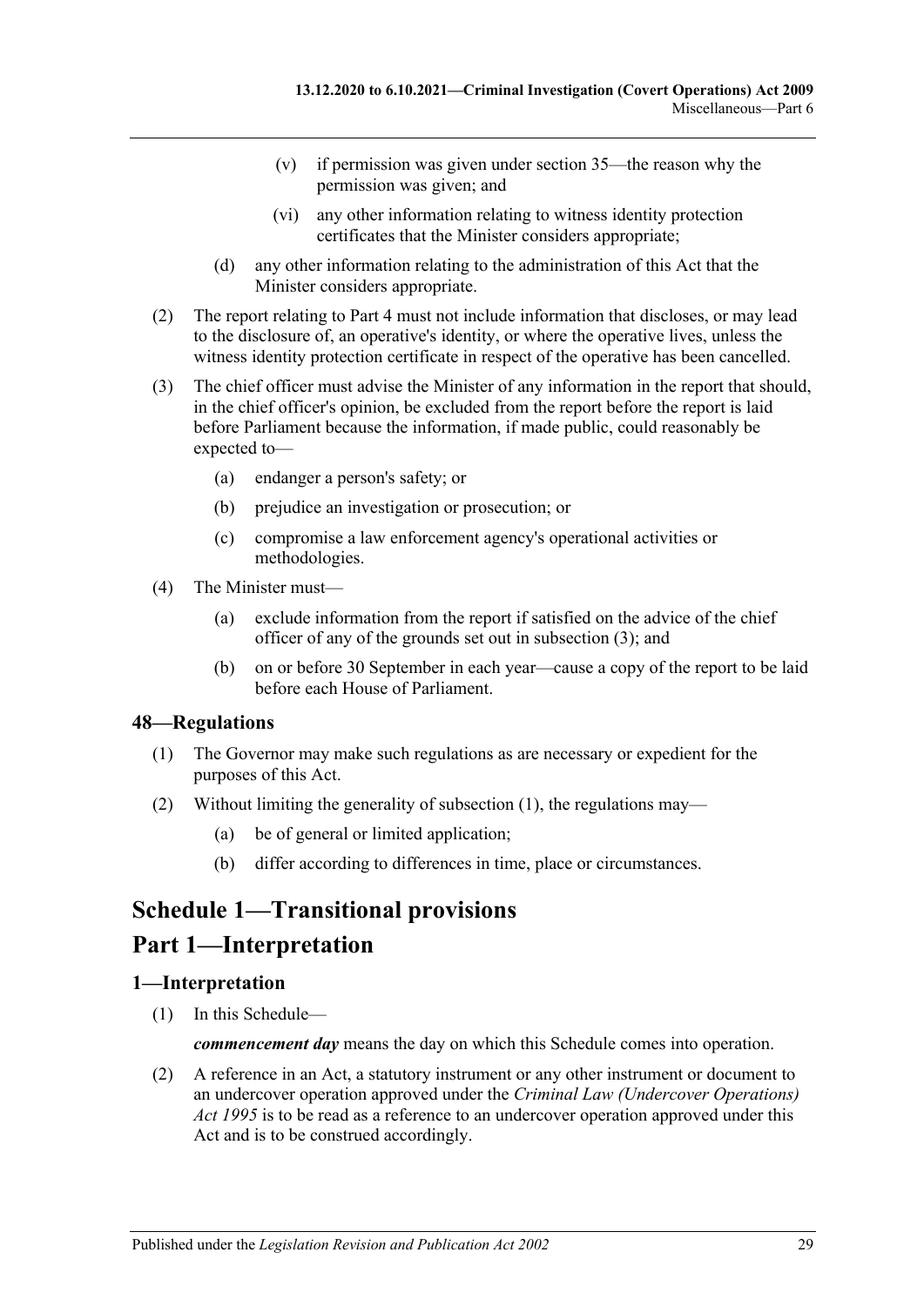(v) if permission was given under section 35—the reason why the permission was given; and

(vi) any other information relating to witness identity protection certificates that the Minister considers appropriate;

(d) any other information relating to the administration of this Act that the Minister considers appropriate.

(2) The report relating to Part 4 must not include information that discloses, or may lead to the disclosure of, an operative's identity, or where the operative lives, unless the witness identity protection certificate in respect of the operative has been cancelled.

(3) The chief officer must advise the Minister of any information in the report that should, in the chief officer's opinion, be excluded from the report before the report is laid before Parliament because the information, if made public, could reasonably be expected to—

(a) endanger a person's safety; or

(b) prejudice an investigation or prosecution; or

(c) compromise a law enforcement agency's operational activities or methodologies.

(4) The Minister must—

(a) exclude information from the report if satisfied on the advice of the chief officer of any of the grounds set out in subsection (3); and

(b) on or before 30 September in each year—cause a copy of the report to be laid before each House of Parliament.

### 48—Regulations

(1) The Governor may make such regulations as are necessary or expedient for the purposes of this Act.

(2) Without limiting the generality of subsection (1), the regulations may—

(a) be of general or limited application;

(b) differ according to differences in time, place or circumstances.

## Schedule 1—Transitional provisions

## Part 1—Interpretation

### 1—Interpretation

(1) In this Schedule—

***commencement day*** means the day on which this Schedule comes into operation.

(2) A reference in an Act, a statutory instrument or any other instrument or document to an undercover operation approved under the *Criminal Law (Undercover Operations) Act 1995* is to be read as a reference to an undercover operation approved under this Act and is to be construed accordingly.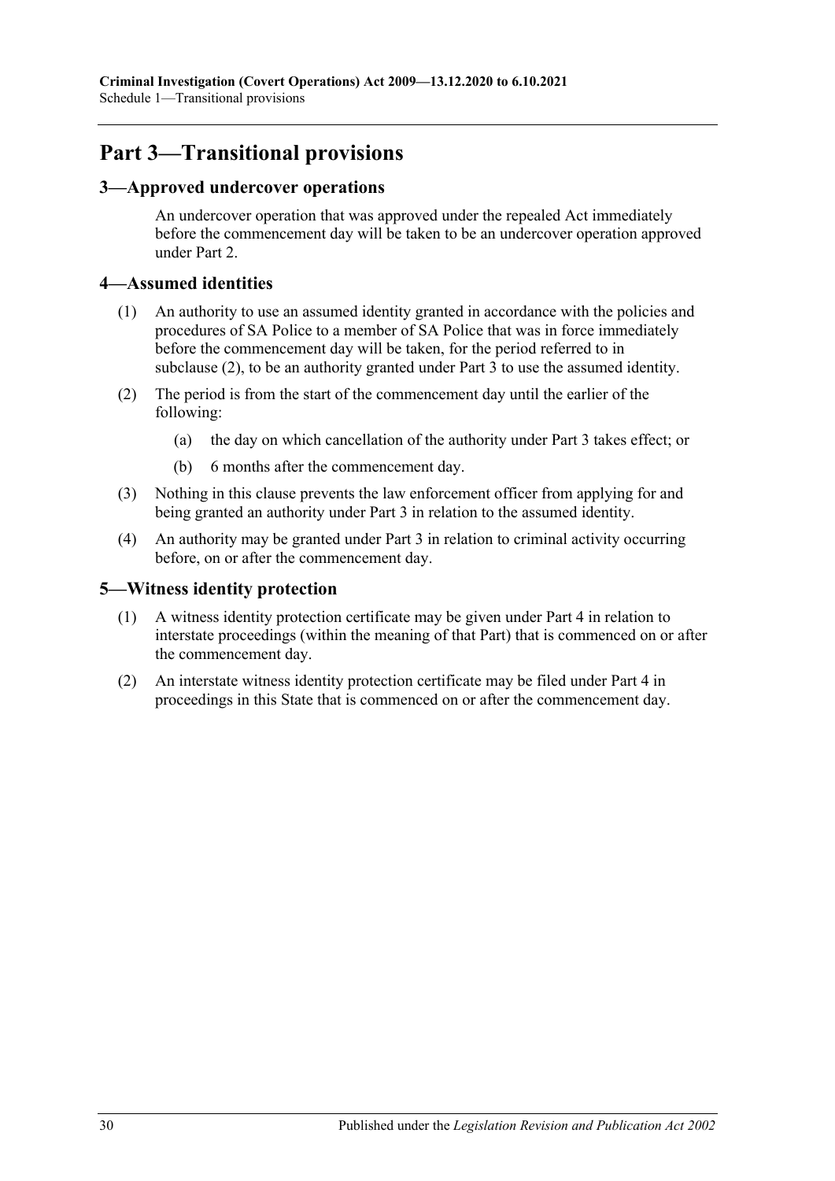## Part 3—Transitional provisions

### 3—Approved undercover operations

An undercover operation that was approved under the repealed Act immediately before the commencement day will be taken to be an undercover operation approved under Part 2.

### 4—Assumed identities

(1) An authority to use an assumed identity granted in accordance with the policies and procedures of SA Police to a member of SA Police that was in force immediately before the commencement day will be taken, for the period referred to in subclause (2), to be an authority granted under Part 3 to use the assumed identity.

(2) The period is from the start of the commencement day until the earlier of the following:

(a) the day on which cancellation of the authority under Part 3 takes effect; or

(b) 6 months after the commencement day.

(3) Nothing in this clause prevents the law enforcement officer from applying for and being granted an authority under Part 3 in relation to the assumed identity.

(4) An authority may be granted under Part 3 in relation to criminal activity occurring before, on or after the commencement day.

### 5—Witness identity protection

(1) A witness identity protection certificate may be given under Part 4 in relation to interstate proceedings (within the meaning of that Part) that is commenced on or after the commencement day.

(2) An interstate witness identity protection certificate may be filed under Part 4 in proceedings in this State that is commenced on or after the commencement day.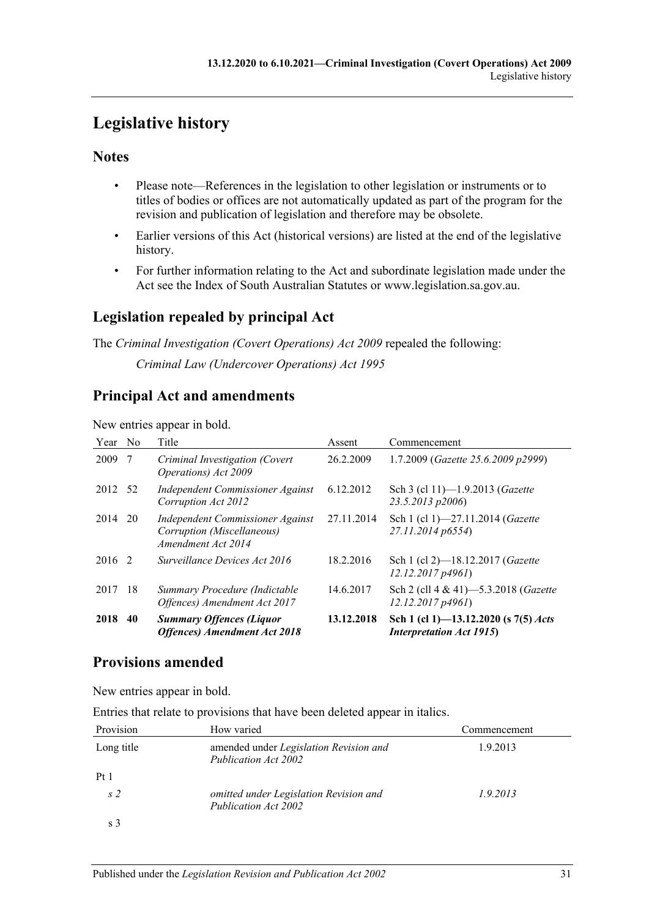# Legislative history

## Notes

- Please note—References in the legislation to other legislation or instruments or to titles of bodies or offices are not automatically updated as part of the program for the revision and publication of legislation and therefore may be obsolete.
- Earlier versions of this Act (historical versions) are listed at the end of the legislative history.
- For further information relating to the Act and subordinate legislation made under the Act see the Index of South Australian Statutes or www.legislation.sa.gov.au.

## Legislation repealed by principal Act

The *Criminal Investigation (Covert Operations) Act 2009* repealed the following:

*Criminal Law (Undercover Operations) Act 1995*

## Principal Act and amendments

New entries appear in bold.

| Year | No | Title | Assent | Commencement |
|---|---|---|---|---|
| 2009 | 7 | *Criminal Investigation (Covert Operations) Act 2009* | 26.2.2009 | 1.7.2009 (*Gazette 25.6.2009 p2999*) |
| 2012 | 52 | *Independent Commissioner Against Corruption Act 2012* | 6.12.2012 | Sch 3 (cl 11)—1.9.2013 (*Gazette 23.5.2013 p2006*) |
| 2014 | 20 | *Independent Commissioner Against Corruption (Miscellaneous) Amendment Act 2014* | 27.11.2014 | Sch 1 (cl 1)—27.11.2014 (*Gazette 27.11.2014 p6554*) |
| 2016 | 2 | *Surveillance Devices Act 2016* | 18.2.2016 | Sch 1 (cl 2)—18.12.2017 (*Gazette 12.12.2017 p4961*) |
| 2017 | 18 | *Summary Procedure (Indictable Offences) Amendment Act 2017* | 14.6.2017 | Sch 2 (cll 4 & 41)—5.3.2018 (*Gazette 12.12.2017 p4961*) |
| **2018** | **40** | ***Summary Offences (Liquor Offences) Amendment Act 2018*** | **13.12.2018** | **Sch 1 (cl 1)—13.12.2020 (s 7(5) *Acts Interpretation Act 1915*)** |

## Provisions amended

New entries appear in bold.

Entries that relate to provisions that have been deleted appear in italics.

| Provision | How varied | Commencement |
|---|---|---|
| Long title | amended under *Legislation Revision and Publication Act 2002* | 1.9.2013 |
| Pt 1 | | |
| *s 2* | *omitted under Legislation Revision and Publication Act 2002* | *1.9.2013* |
| s 3 | | |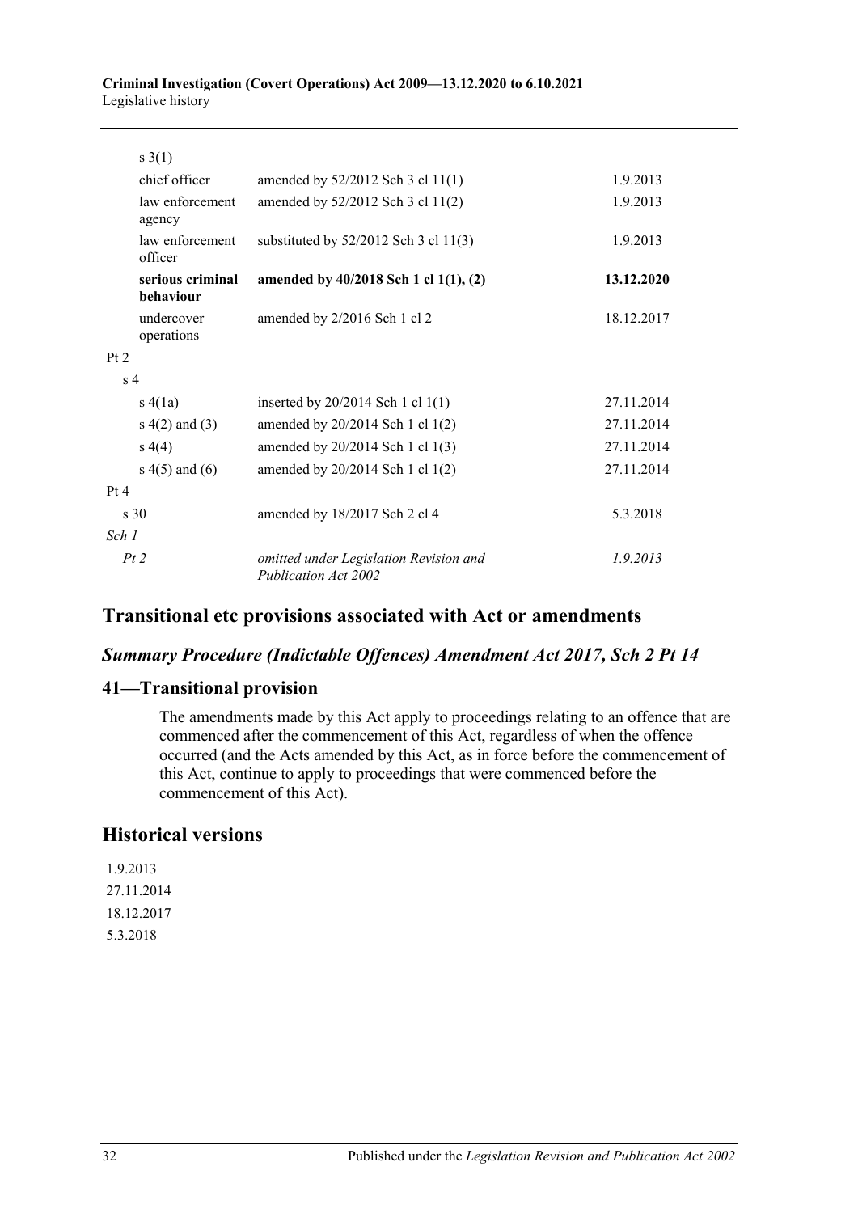| | | |
|---|---|---|
| s 3(1) | | |
| chief officer | amended by 52/2012 Sch 3 cl 11(1) | 1.9.2013 |
| law enforcement agency | amended by 52/2012 Sch 3 cl 11(2) | 1.9.2013 |
| law enforcement officer | substituted by 52/2012 Sch 3 cl 11(3) | 1.9.2013 |
| **serious criminal behaviour** | **amended by 40/2018 Sch 1 cl 1(1), (2)** | **13.12.2020** |
| undercover operations | amended by 2/2016 Sch 1 cl 2 | 18.12.2017 |
| Pt 2 | | |
| s 4 | | |
| s 4(1a) | inserted by 20/2014 Sch 1 cl 1(1) | 27.11.2014 |
| s 4(2) and (3) | amended by 20/2014 Sch 1 cl 1(2) | 27.11.2014 |
| s 4(4) | amended by 20/2014 Sch 1 cl 1(3) | 27.11.2014 |
| s 4(5) and (6) | amended by 20/2014 Sch 1 cl 1(2) | 27.11.2014 |
| Pt 4 | | |
| s 30 | amended by 18/2017 Sch 2 cl 4 | 5.3.2018 |
| *Sch 1* | | |
| *Pt 2* | *omitted under Legislation Revision and Publication Act 2002* | *1.9.2013* |

## Transitional etc provisions associated with Act or amendments

### *Summary Procedure (Indictable Offences) Amendment Act 2017, Sch 2 Pt 14*

### 41—Transitional provision

The amendments made by this Act apply to proceedings relating to an offence that are commenced after the commencement of this Act, regardless of when the offence occurred (and the Acts amended by this Act, as in force before the commencement of this Act, continue to apply to proceedings that were commenced before the commencement of this Act).

## Historical versions

1.9.2013

27.11.2014

18.12.2017

5.3.2018